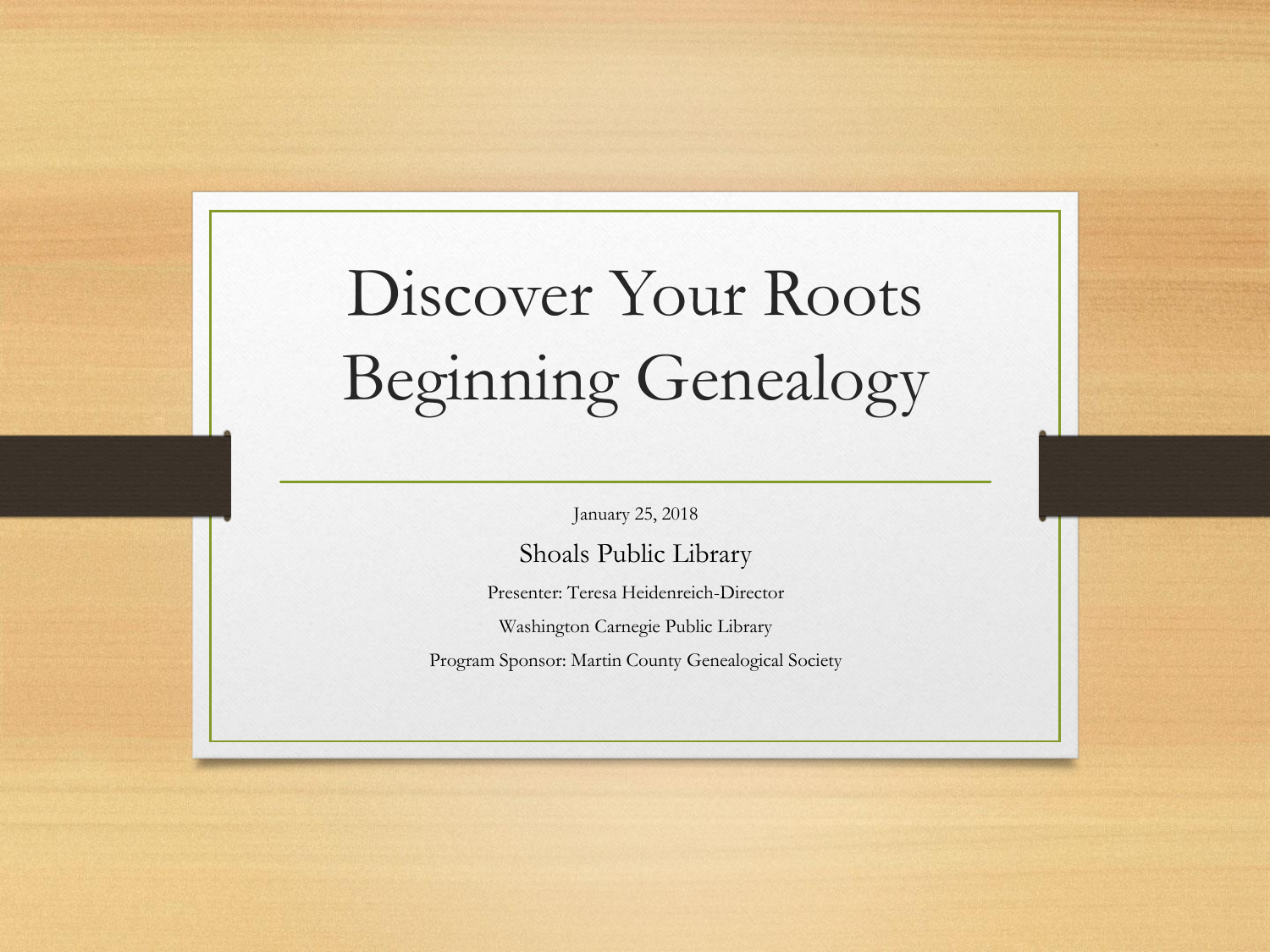# Discover Your Roots Beginning Genealogy

January 25, 2018

Shoals Public Library

Presenter: Teresa Heidenreich-Director

Washington Carnegie Public Library

Program Sponsor: Martin County Genealogical Society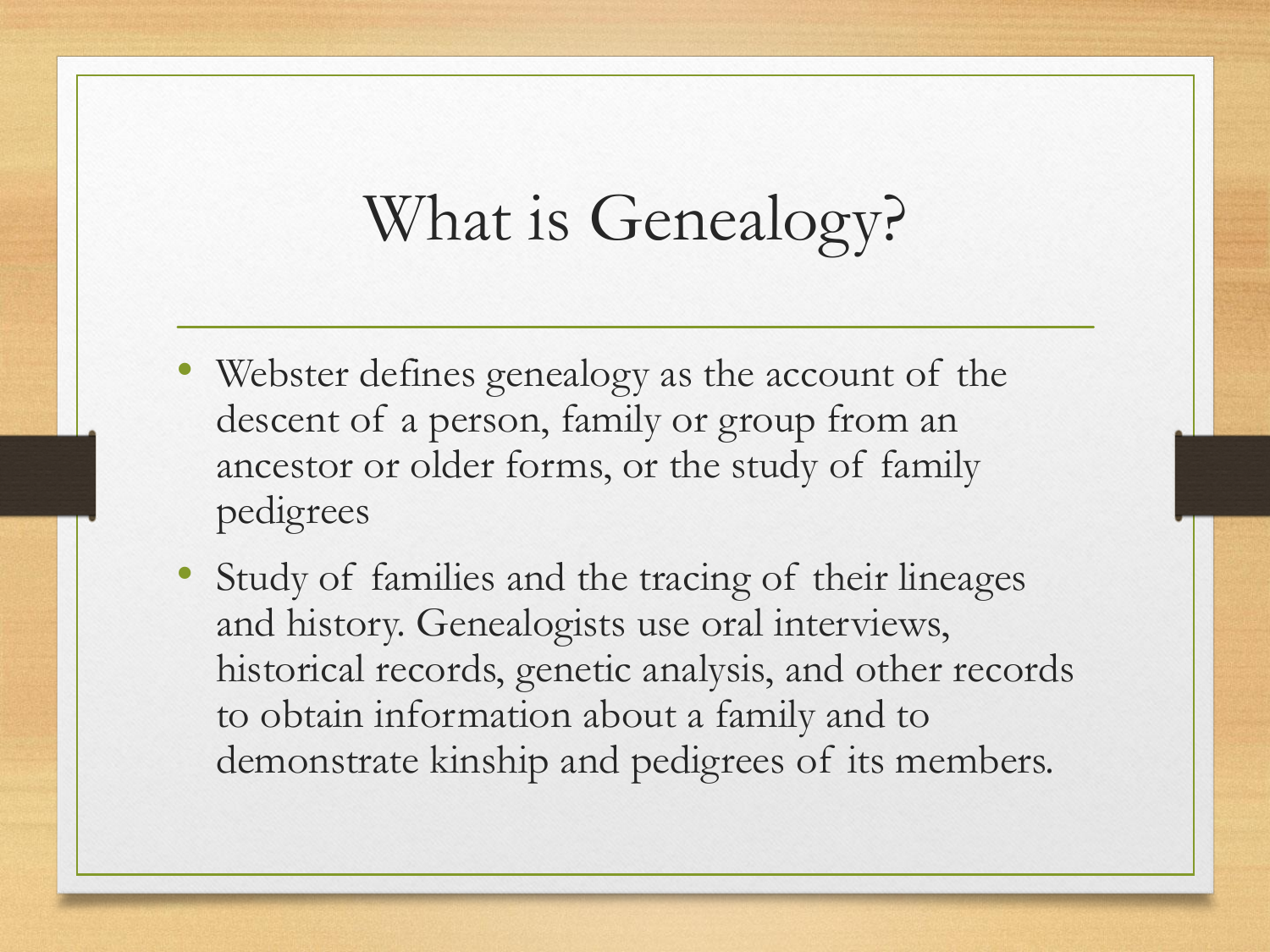# What is Genealogy?

- Webster defines genealogy as the account of the descent of a person, family or group from an ancestor or older forms, or the study of family pedigrees
- Study of families and the tracing of their lineages and history. Genealogists use oral interviews, historical records, genetic analysis, and other records to obtain information about a family and to demonstrate kinship and pedigrees of its members.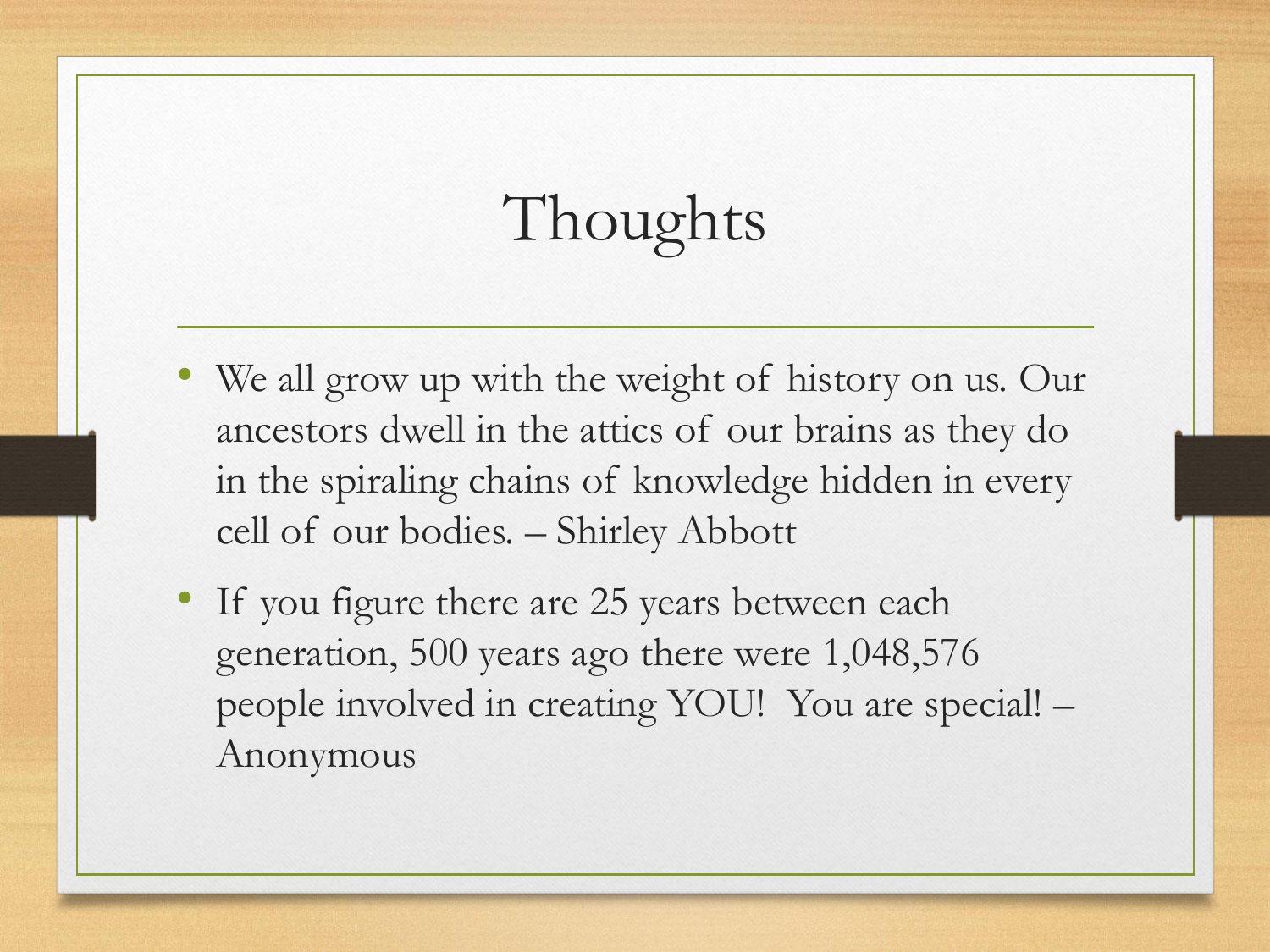# Thoughts

- We all grow up with the weight of history on us. Our ancestors dwell in the attics of our brains as they do in the spiraling chains of knowledge hidden in every cell of our bodies. – Shirley Abbott
- If you figure there are 25 years between each generation, 500 years ago there were 1,048,576 people involved in creating YOU! You are special! – Anonymous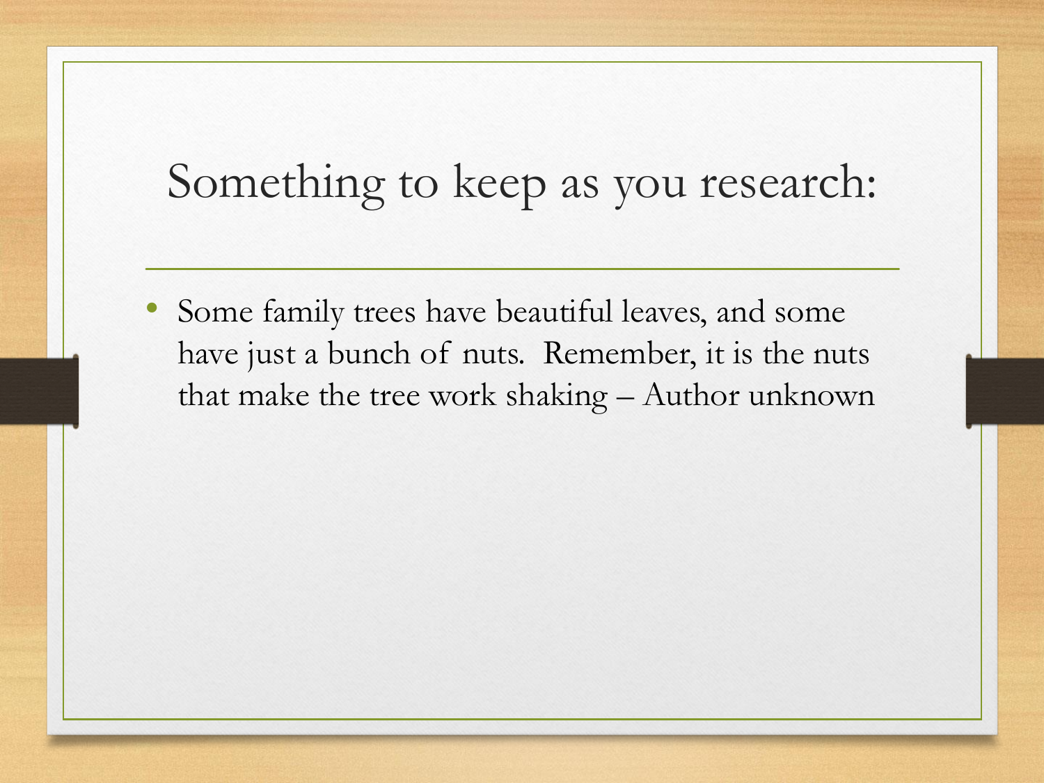# Something to keep as you research:

- Some family trees have beautiful leaves, and some have just a bunch of nuts. Remember, it is the nuts that make the tree work shaking – Author unknown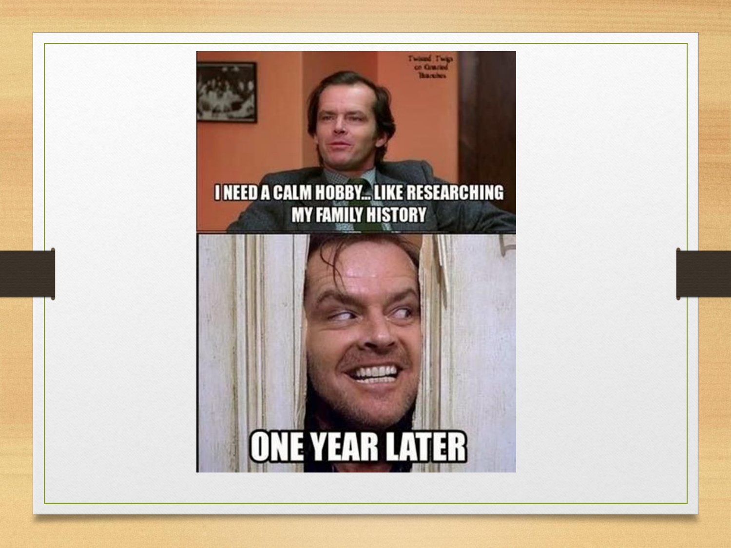I NEED A CALM HOBBY... LIKE RESEARCHING MY FAMILY HISTORY

ONE YEAR LATER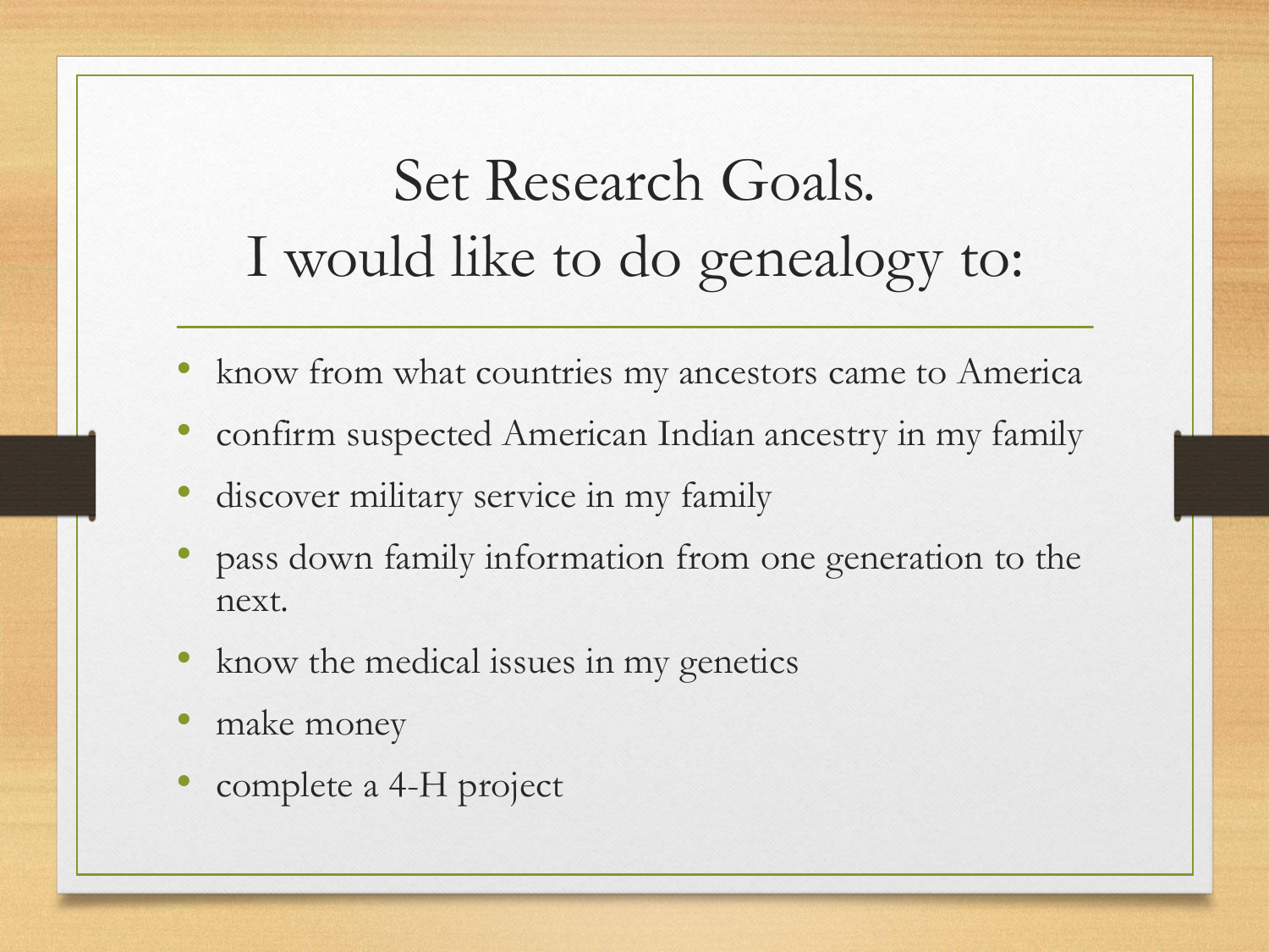# Set Research Goals.
# I would like to do genealogy to:

- know from what countries my ancestors came to America
- confirm suspected American Indian ancestry in my family
- discover military service in my family
- pass down family information from one generation to the next.
- know the medical issues in my genetics
- make money
- complete a 4-H project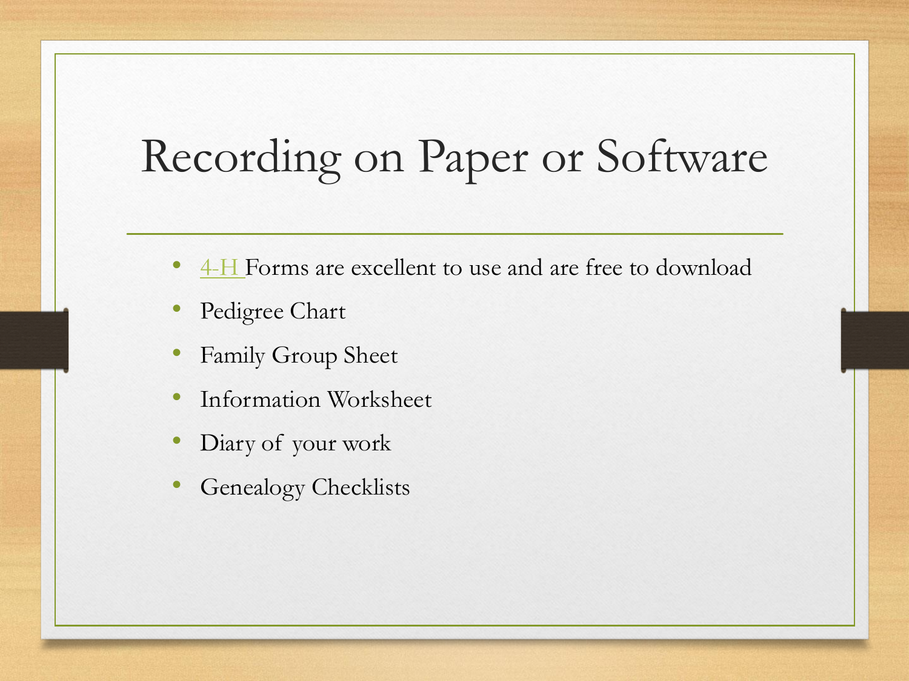# Recording on Paper or Software

- 4-H Forms are excellent to use and are free to download
- Pedigree Chart
- Family Group Sheet
- Information Worksheet
- Diary of your work
- Genealogy Checklists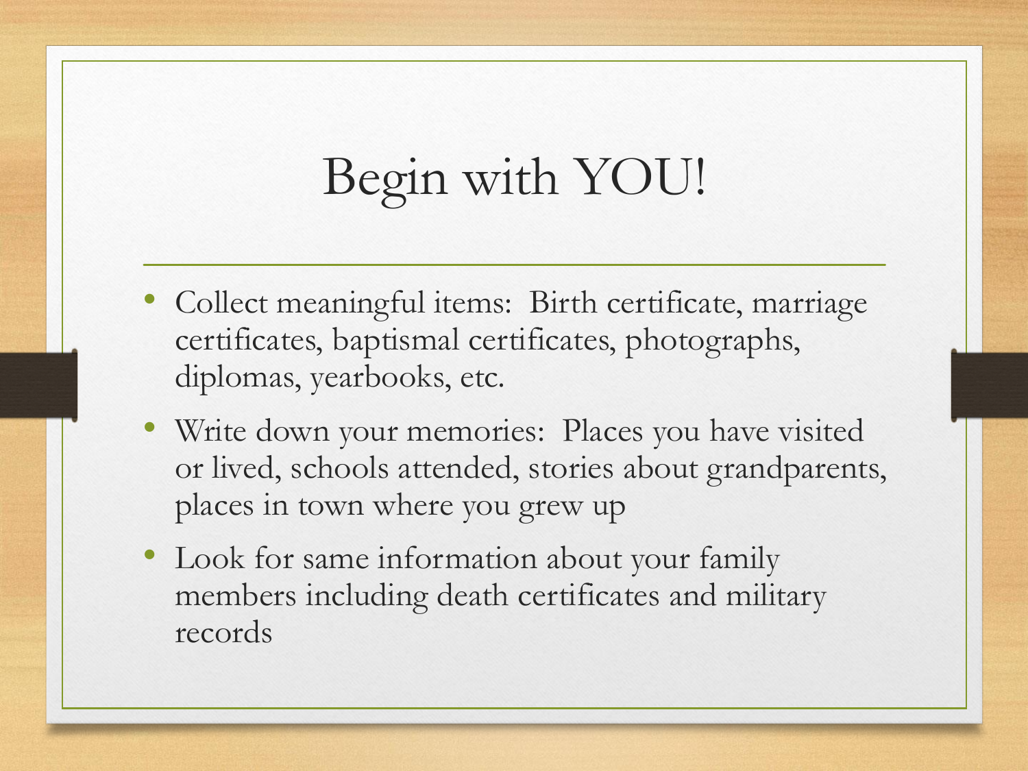# Begin with YOU!

- Collect meaningful items: Birth certificate, marriage certificates, baptismal certificates, photographs, diplomas, yearbooks, etc.
- Write down your memories: Places you have visited or lived, schools attended, stories about grandparents, places in town where you grew up
- Look for same information about your family members including death certificates and military records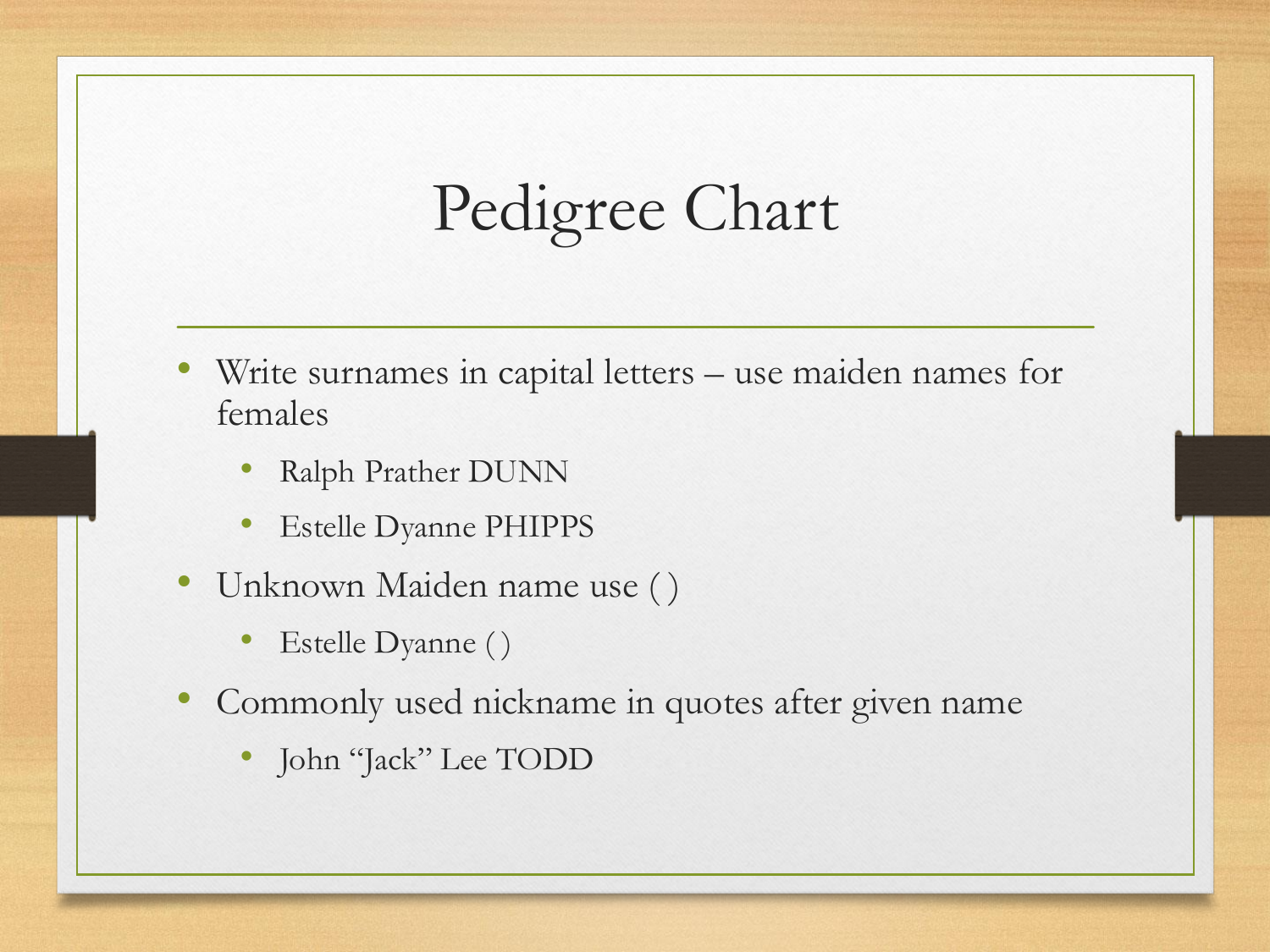# Pedigree Chart

- Write surnames in capital letters – use maiden names for females
  - Ralph Prather DUNN
  - Estelle Dyanne PHIPPS
- Unknown Maiden name use ( )
  - Estelle Dyanne ( )
- Commonly used nickname in quotes after given name
  - John "Jack" Lee TODD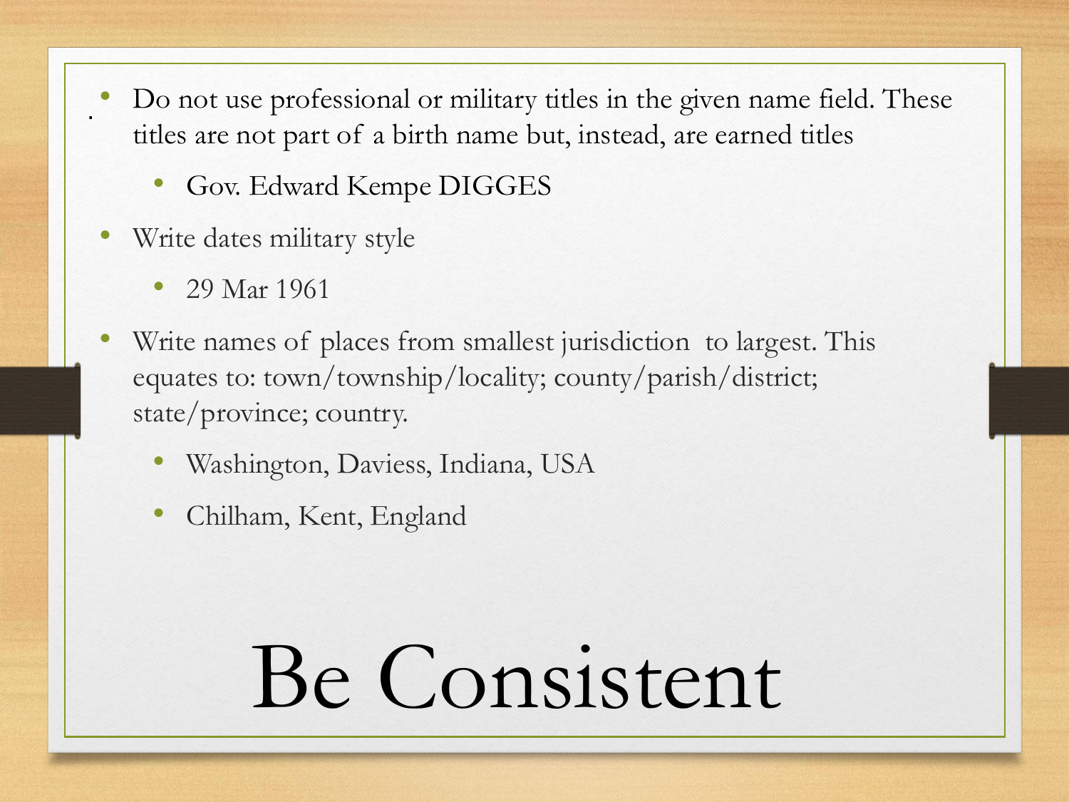- Do not use professional or military titles in the given name field. These titles are not part of a birth name but, instead, are earned titles
  - Gov. Edward Kempe DIGGES
- Write dates military style
  - 29 Mar 1961
- Write names of places from smallest jurisdiction to largest. This equates to: town/township/locality; county/parish/district; state/province; country.
  - Washington, Daviess, Indiana, USA
  - Chilham, Kent, England

# Be Consistent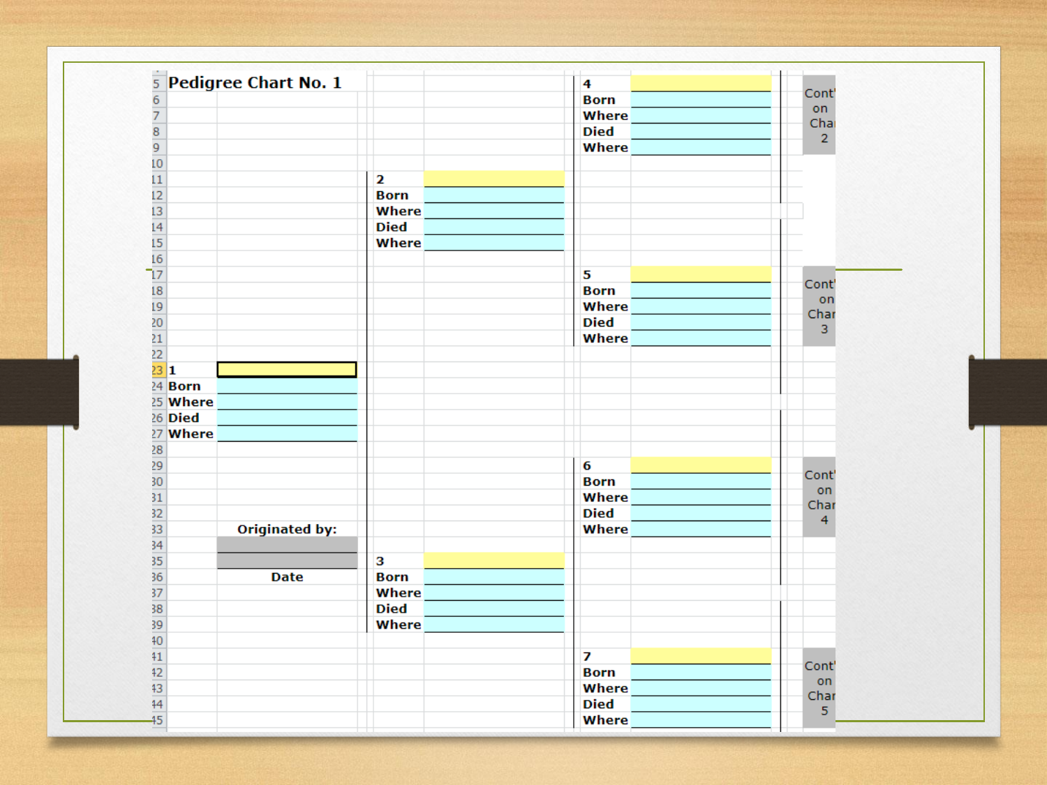# Pedigree Chart No. 1

**4**
**Born**
**Where**
**Died**
**Where**

Cont' on Char 2

**2**
**Born**
**Where**
**Died**
**Where**

**5**
**Born**
**Where**
**Died**
**Where**

Cont' on Char 3

**1**
**Born**
**Where**
**Died**
**Where**

**6**
**Born**
**Where**
**Died**
**Where**

Cont' on Char 4

**Originated by:**

**Date**

**3**
**Born**
**Where**
**Died**
**Where**

**7**
**Born**
**Where**
**Died**
**Where**

Cont' on Char 5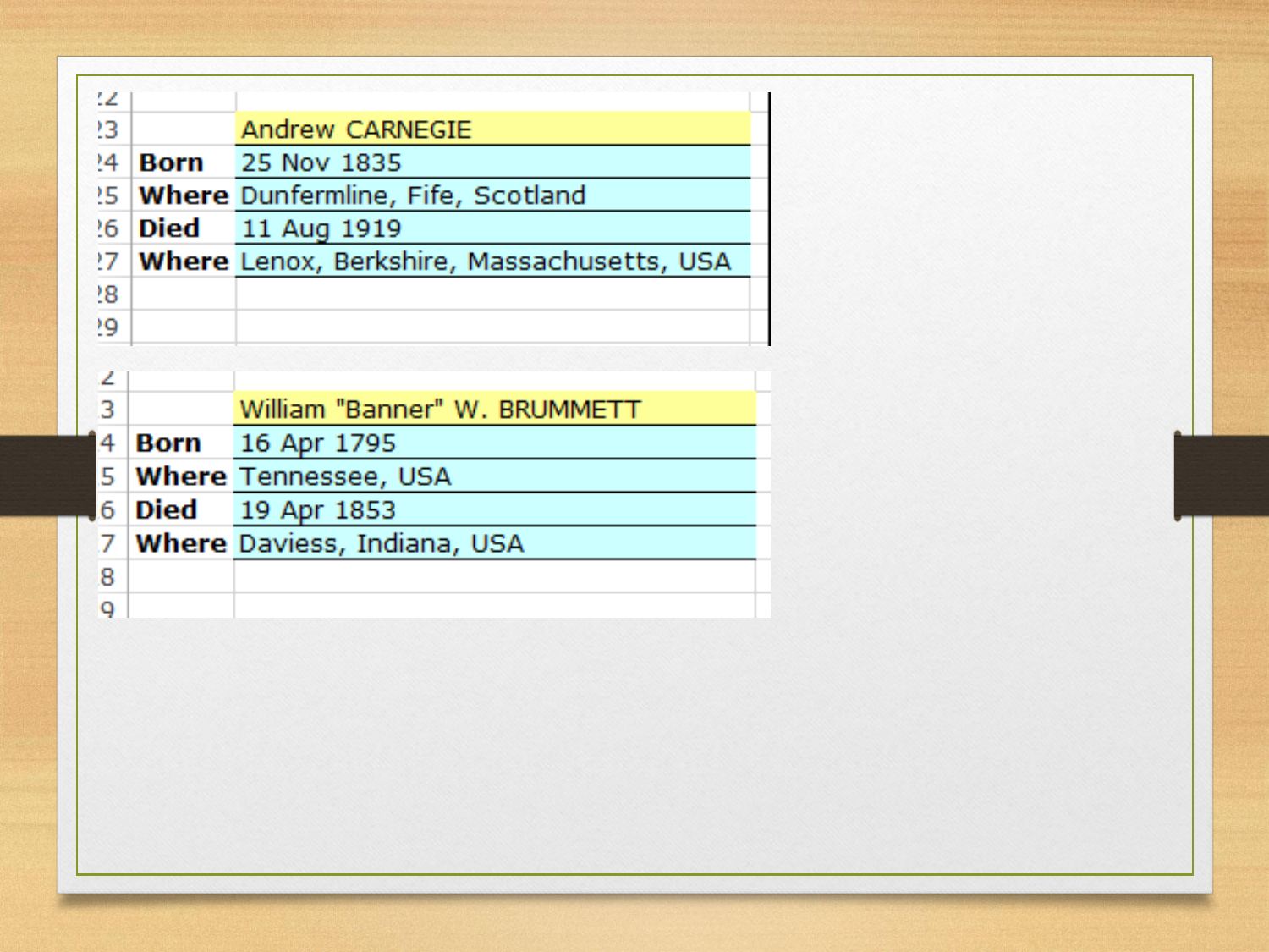| | Andrew CARNEGIE |
|---|---|
| **Born** | 25 Nov 1835 |
| **Where** | Dunfermline, Fife, Scotland |
| **Died** | 11 Aug 1919 |
| **Where** | Lenox, Berkshire, Massachusetts, USA |

| | William "Banner" W. BRUMMETT |
|---|---|
| **Born** | 16 Apr 1795 |
| **Where** | Tennessee, USA |
| **Died** | 19 Apr 1853 |
| **Where** | Daviess, Indiana, USA |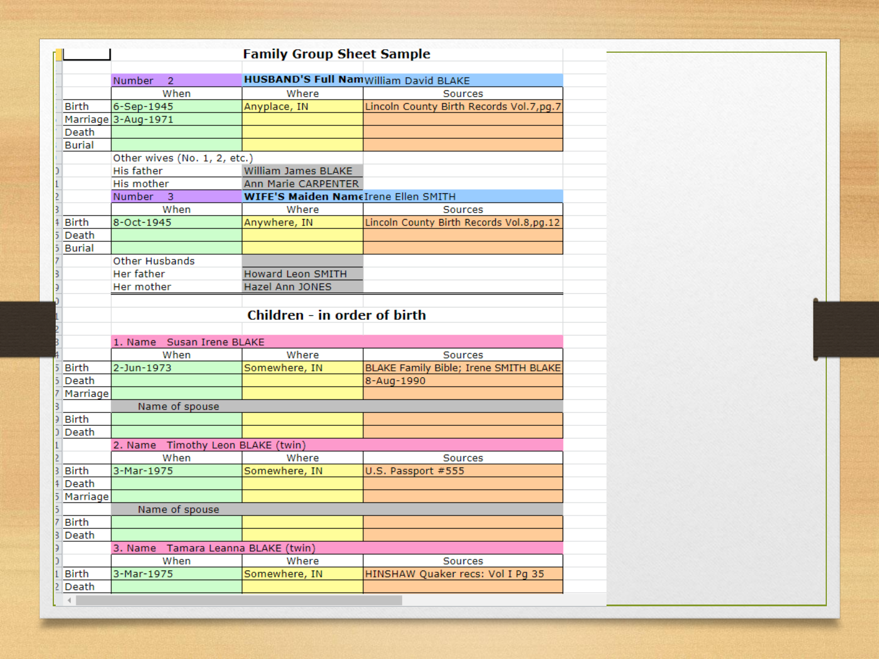# Family Group Sheet Sample

| Number 2 | HUSBAND'S Full Nam | William David BLAKE | |
|---|---|---|---|
| | When | Where | Sources |
| Birth | 6-Sep-1945 | Anyplace, IN | Lincoln County Birth Records Vol.7,pg.7 |
| Marriage | 3-Aug-1971 | | |
| Death | | | |
| Burial | | | |
| | Other wives (No. 1, 2, etc.) | | |
| | His father | William James BLAKE | |
| | His mother | Ann Marie CARPENTER | |

| Number 3 | WIFE'S Maiden Name | Irene Ellen SMITH | |
|---|---|---|---|
| | When | Where | Sources |
| Birth | 8-Oct-1945 | Anywhere, IN | Lincoln County Birth Records Vol.8,pg.12 |
| Death | | | |
| Burial | | | |
| | Other Husbands | | |
| | Her father | Howard Leon SMITH | |
| | Her mother | Hazel Ann JONES | |

## Children - in order of birth

| 1. Name | Susan Irene BLAKE | | |
|---|---|---|---|
| | When | Where | Sources |
| Birth | 2-Jun-1973 | Somewhere, IN | BLAKE Family Bible; Irene SMITH BLAKE |
| Death | | | 8-Aug-1990 |
| Marriage | | | |
| | Name of spouse | | |
| Birth | | | |
| Death | | | |

| 2. Name | Timothy Leon BLAKE (twin) | | |
|---|---|---|---|
| | When | Where | Sources |
| Birth | 3-Mar-1975 | Somewhere, IN | U.S. Passport #555 |
| Death | | | |
| Marriage | | | |
| | Name of spouse | | |
| Birth | | | |
| Death | | | |

| 3. Name | Tamara Leanna BLAKE (twin) | | |
|---|---|---|---|
| | When | Where | Sources |
| Birth | 3-Mar-1975 | Somewhere, IN | HINSHAW Quaker recs: Vol I Pg 35 |
| Death | | | |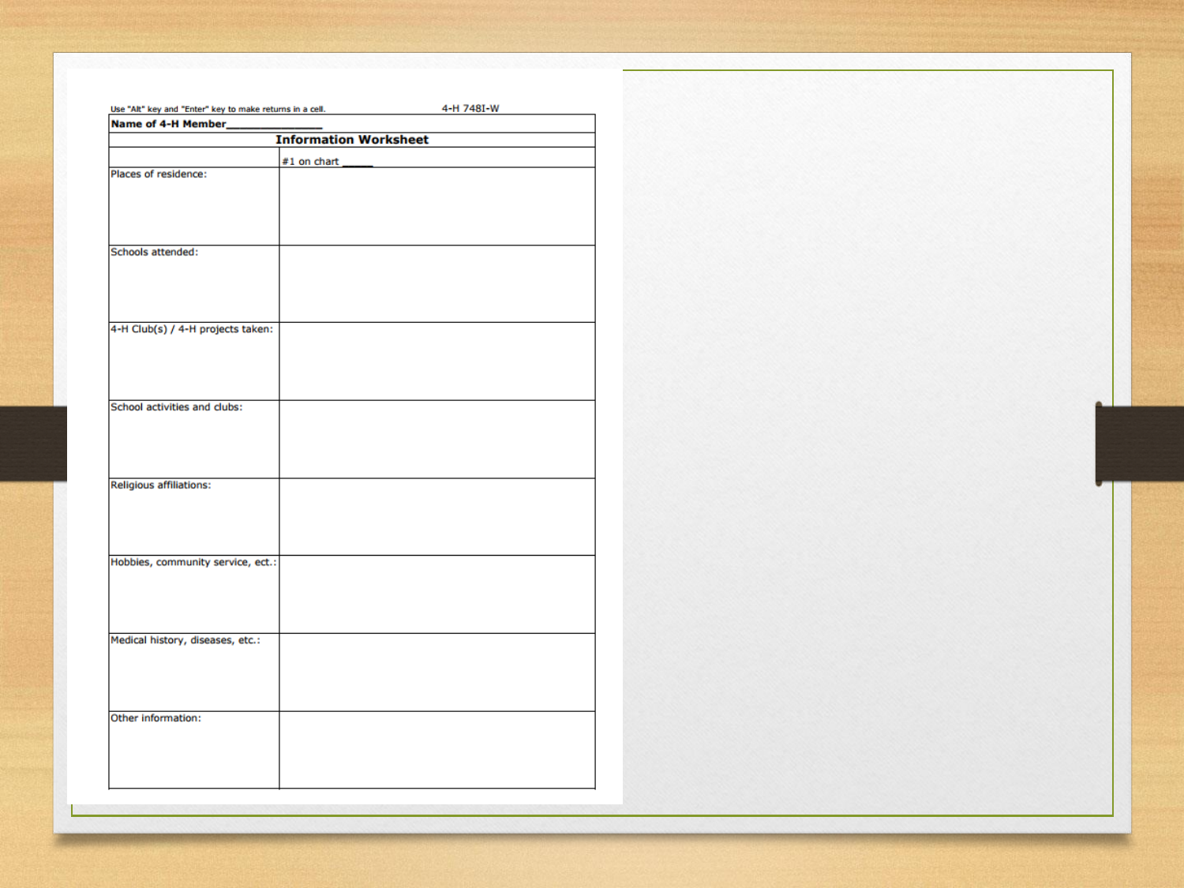Use "Alt" key and "Enter" key to make returns in a cell.

4-H 748I-W

| Name of 4-H Member_______________ | |
|---|---|
| **Information Worksheet** | |
| | #1 on chart _____ |
| Places of residence: | |
| Schools attended: | |
| 4-H Club(s) / 4-H projects taken: | |
| School activities and clubs: | |
| Religious affiliations: | |
| Hobbies, community service, ect.: | |
| Medical history, diseases, etc.: | |
| Other information: | |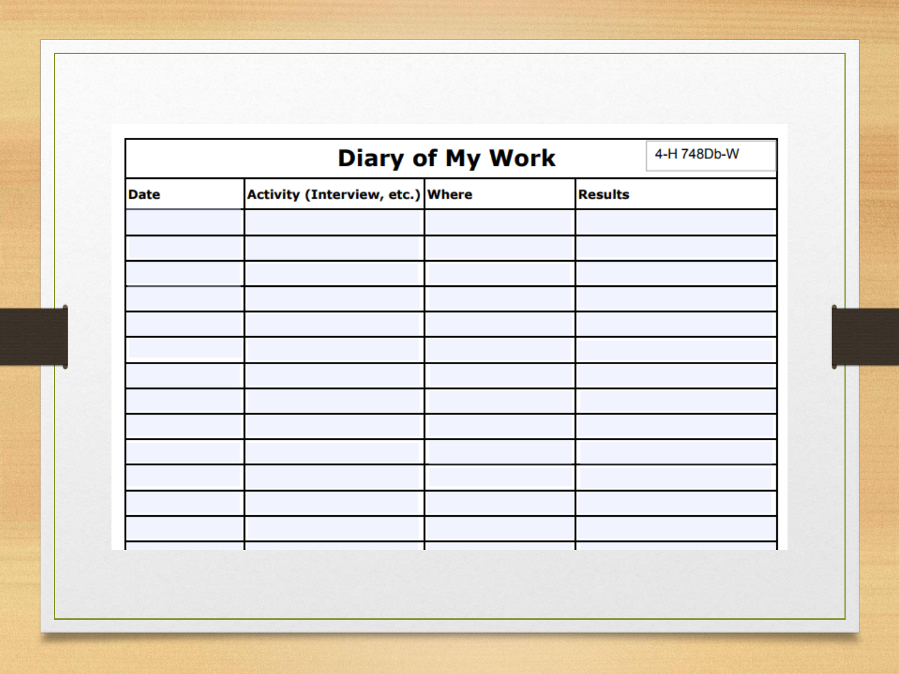## Diary of My Work

4-H 748Db-W

| Date | Activity (Interview, etc.) | Where | Results |
| --- | --- | --- | --- |
| | | | |
| | | | |
| | | | |
| | | | |
| | | | |
| | | | |
| | | | |
| | | | |
| | | | |
| | | | |
| | | | |
| | | | |
| | | | |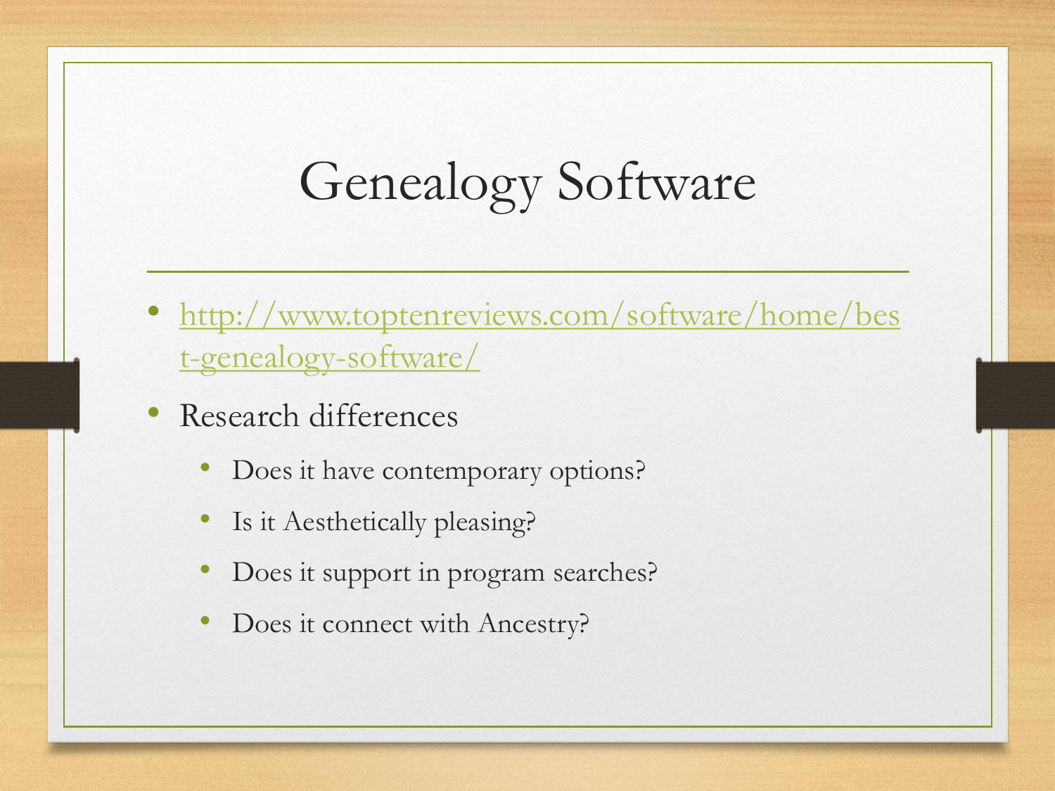# Genealogy Software

- http://www.toptenreviews.com/software/home/best-genealogy-software/
- Research differences
  - Does it have contemporary options?
  - Is it Aesthetically pleasing?
  - Does it support in program searches?
  - Does it connect with Ancestry?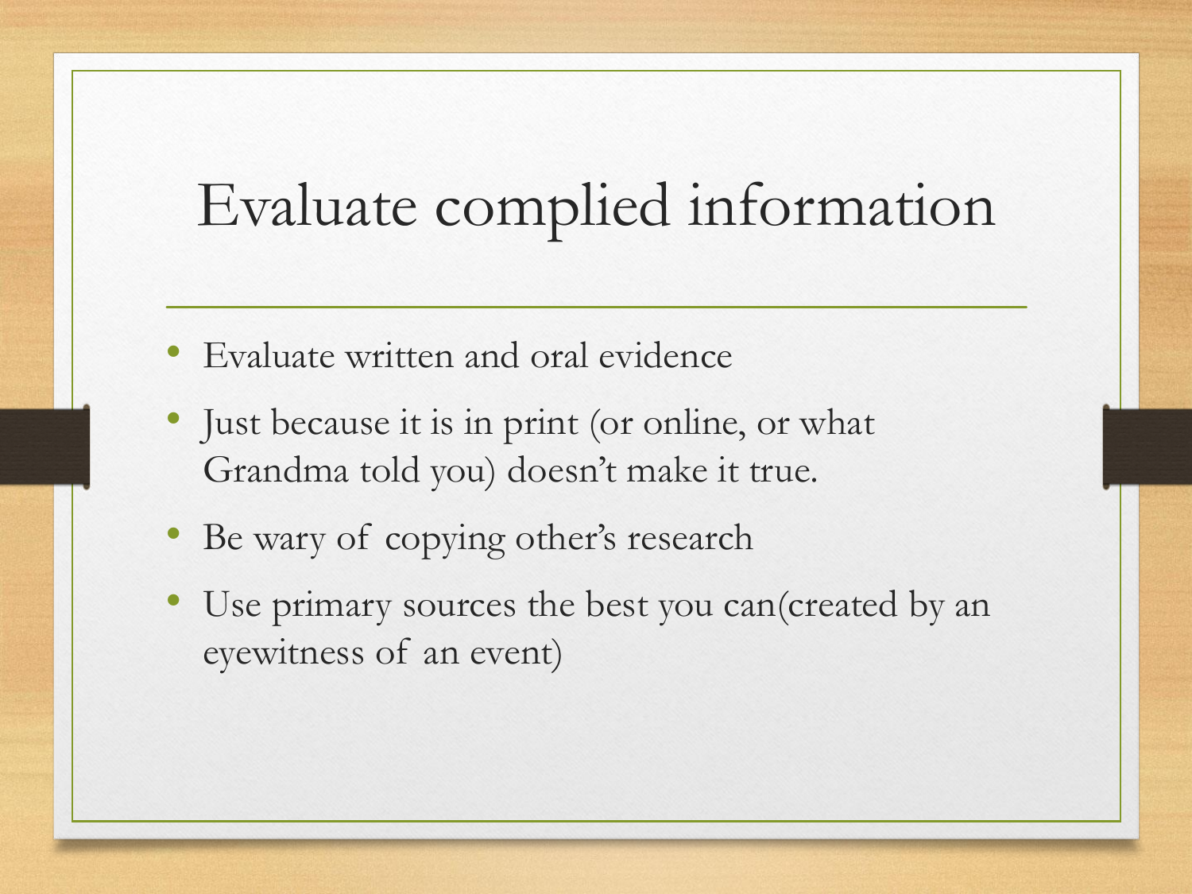# Evaluate complied information

- Evaluate written and oral evidence
- Just because it is in print (or online, or what Grandma told you) doesn't make it true.
- Be wary of copying other's research
- Use primary sources the best you can(created by an eyewitness of an event)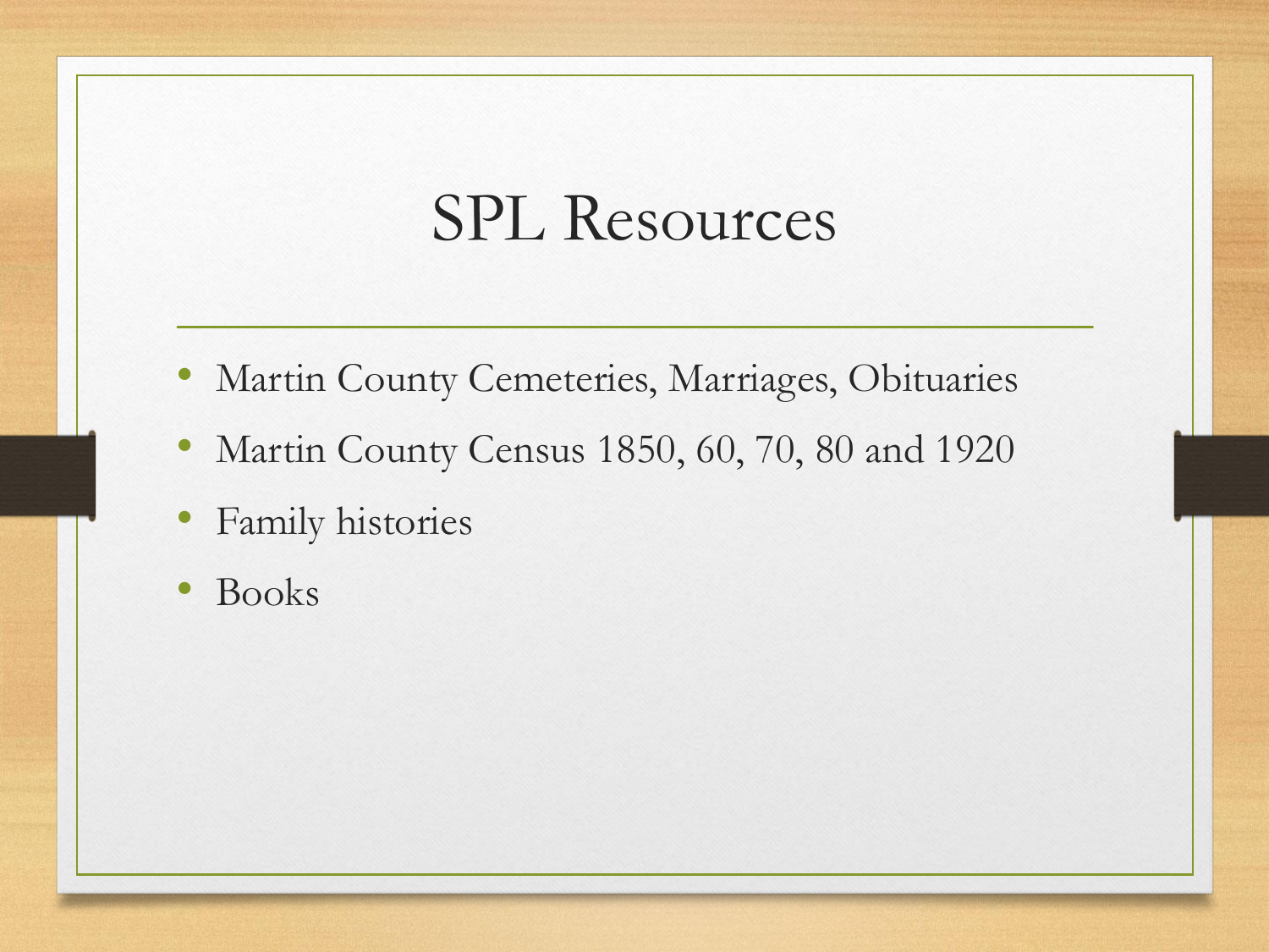# SPL Resources

- Martin County Cemeteries, Marriages, Obituaries
- Martin County Census 1850, 60, 70, 80 and 1920
- Family histories
- Books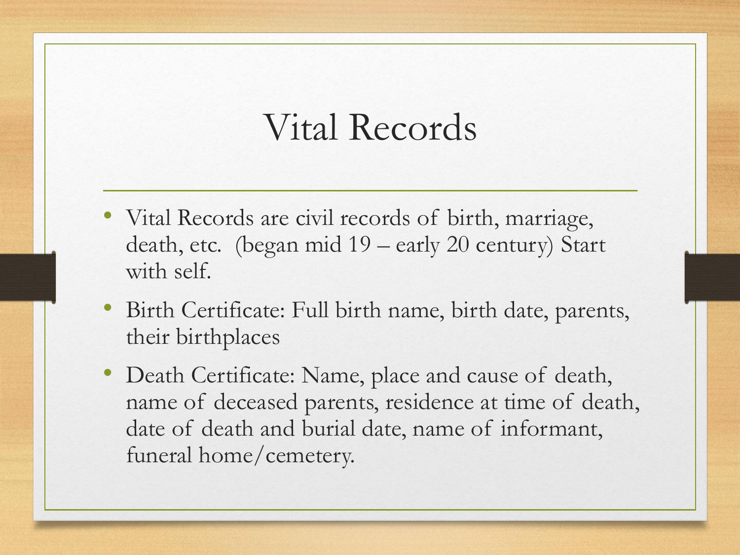# Vital Records

- Vital Records are civil records of birth, marriage, death, etc. (began mid 19 – early 20 century) Start with self.
- Birth Certificate: Full birth name, birth date, parents, their birthplaces
- Death Certificate: Name, place and cause of death, name of deceased parents, residence at time of death, date of death and burial date, name of informant, funeral home/cemetery.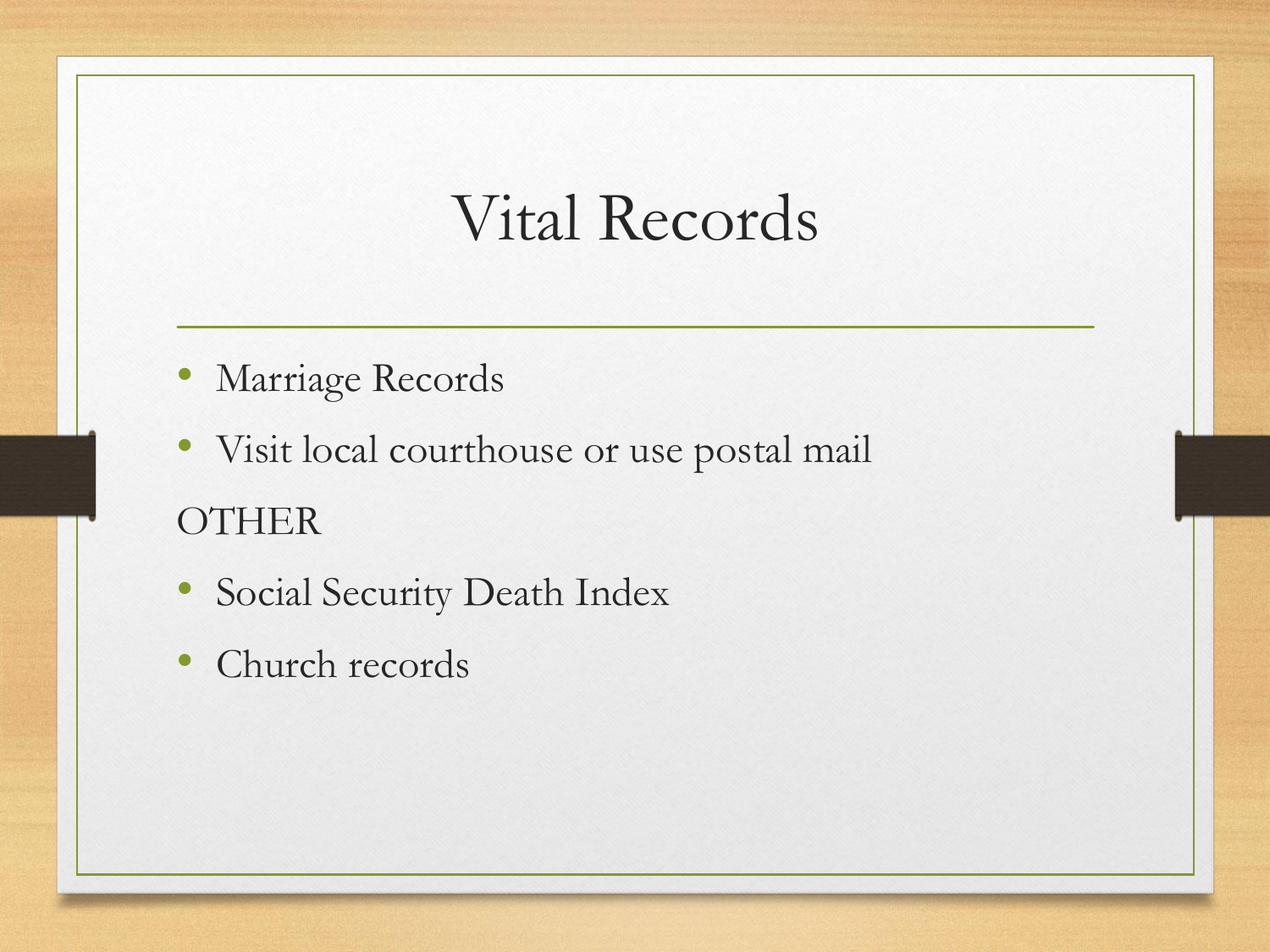# Vital Records

- Marriage Records
- Visit local courthouse or use postal mail

OTHER

- Social Security Death Index
- Church records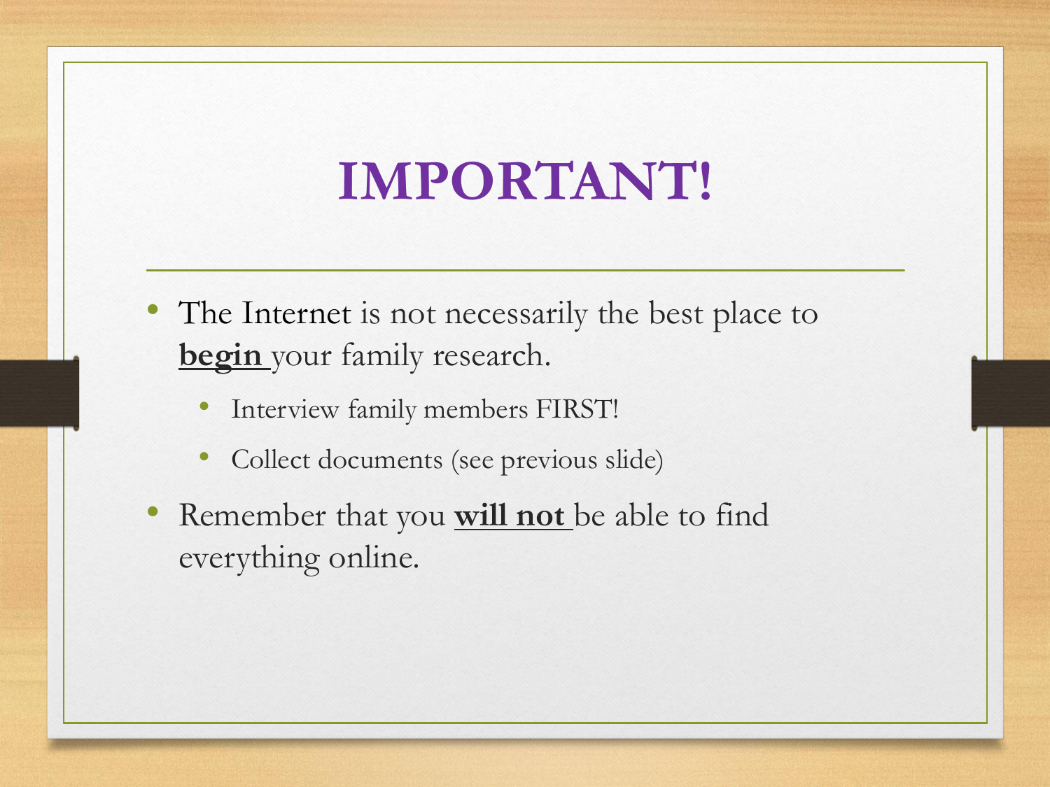# IMPORTANT!

- The Internet is not necessarily the best place to **begin** your family research.
  - Interview family members FIRST!
  - Collect documents (see previous slide)
- Remember that you **will not** be able to find everything online.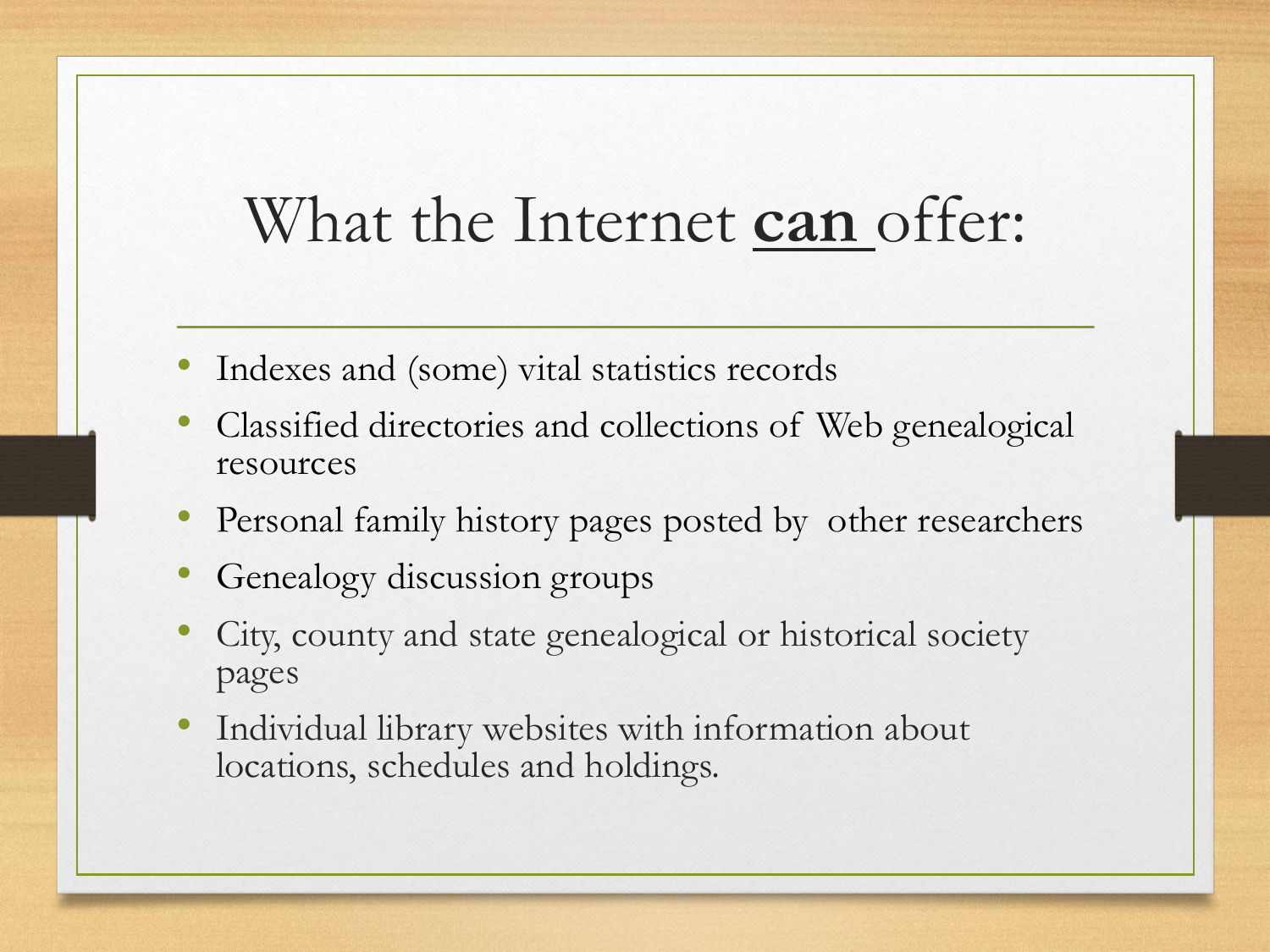# What the Internet **can** offer:

- Indexes and (some) vital statistics records
- Classified directories and collections of Web genealogical resources
- Personal family history pages posted by other researchers
- Genealogy discussion groups
- City, county and state genealogical or historical society pages
- Individual library websites with information about locations, schedules and holdings.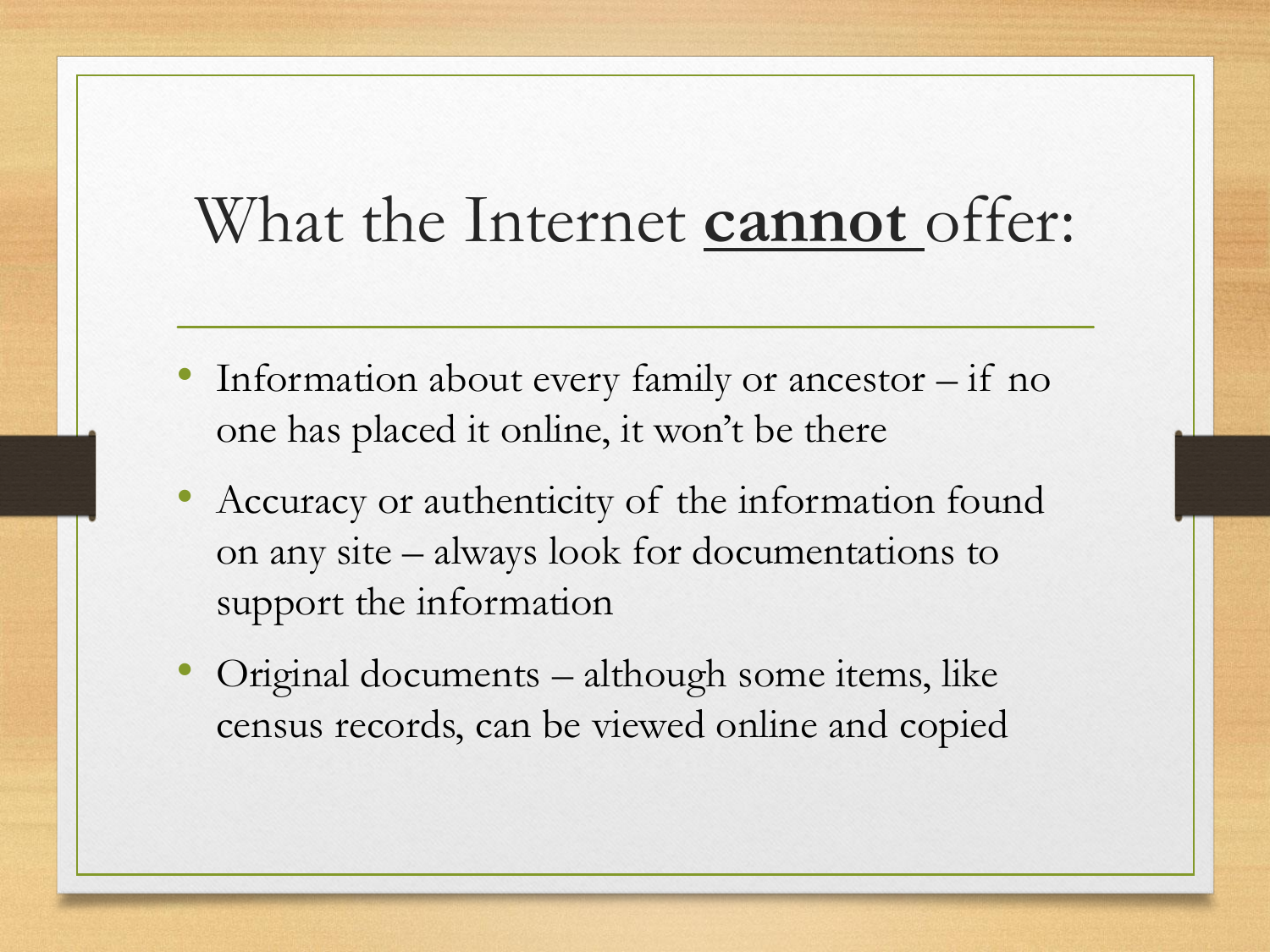# What the Internet **cannot** offer:

- Information about every family or ancestor – if no one has placed it online, it won't be there
- Accuracy or authenticity of the information found on any site – always look for documentations to support the information
- Original documents – although some items, like census records, can be viewed online and copied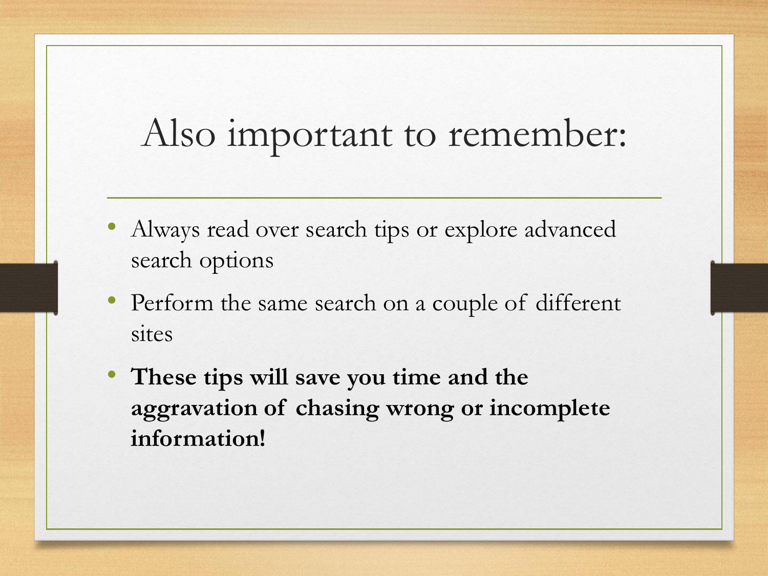# Also important to remember:

- Always read over search tips or explore advanced search options
- Perform the same search on a couple of different sites
- **These tips will save you time and the aggravation of chasing wrong or incomplete information!**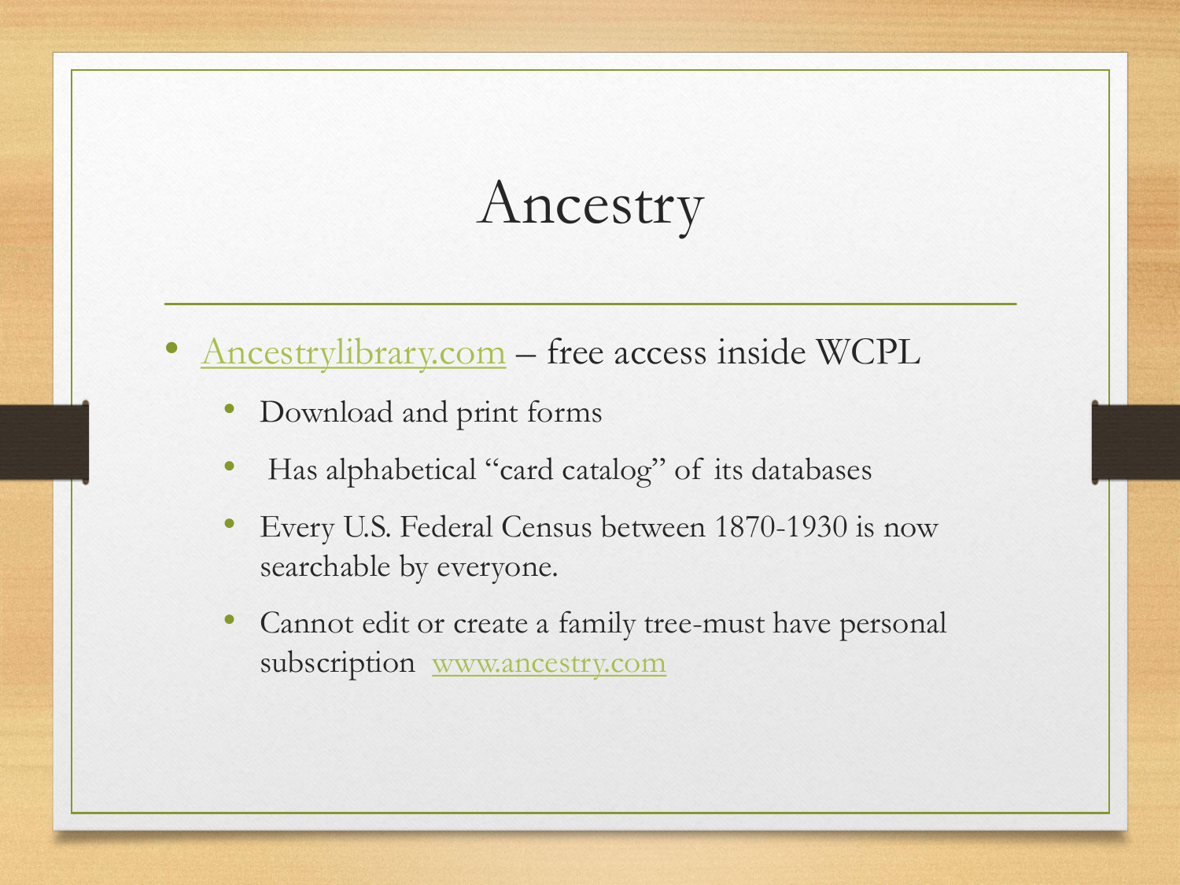# Ancestry

- Ancestrylibrary.com – free access inside WCPL
  - Download and print forms
  - Has alphabetical "card catalog" of its databases
  - Every U.S. Federal Census between 1870-1930 is now searchable by everyone.
  - Cannot edit or create a family tree-must have personal subscription www.ancestry.com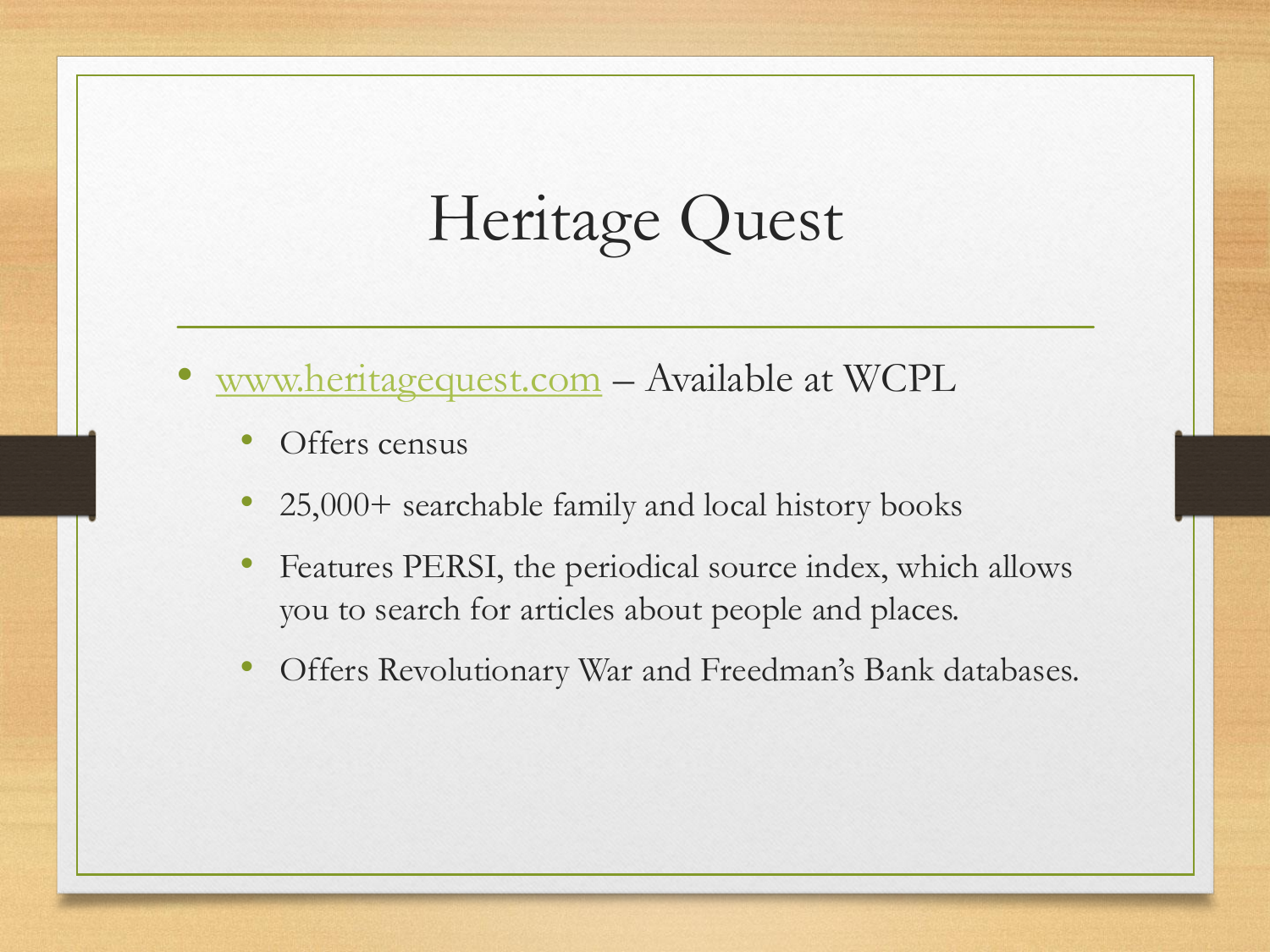# Heritage Quest

- www.heritagequest.com – Available at WCPL
  - Offers census
  - 25,000+ searchable family and local history books
  - Features PERSI, the periodical source index, which allows you to search for articles about people and places.
  - Offers Revolutionary War and Freedman's Bank databases.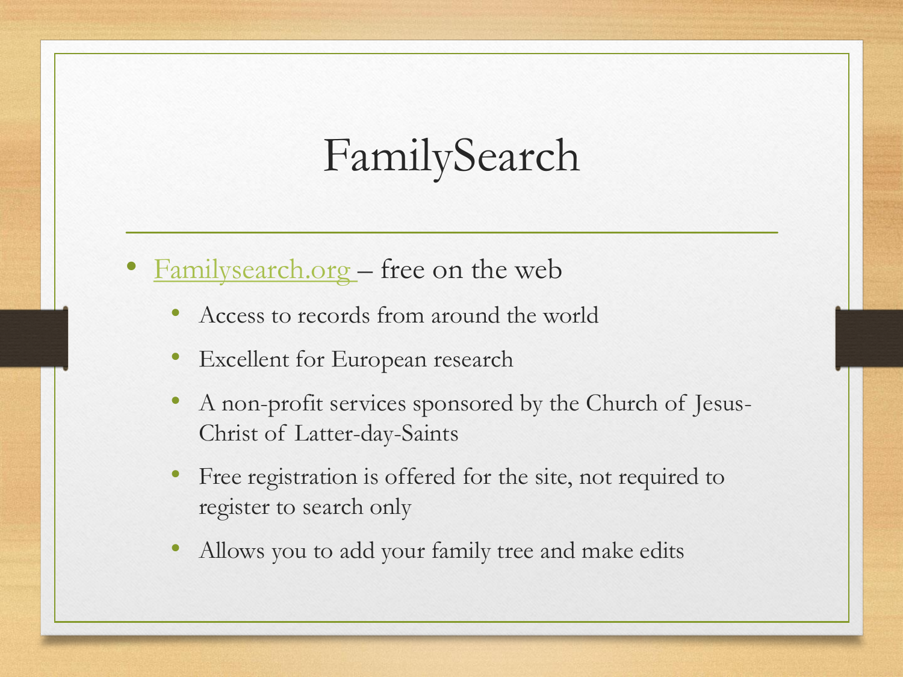# FamilySearch

- Familysearch.org – free on the web
  - Access to records from around the world
  - Excellent for European research
  - A non-profit services sponsored by the Church of Jesus-Christ of Latter-day-Saints
  - Free registration is offered for the site, not required to register to search only
  - Allows you to add your family tree and make edits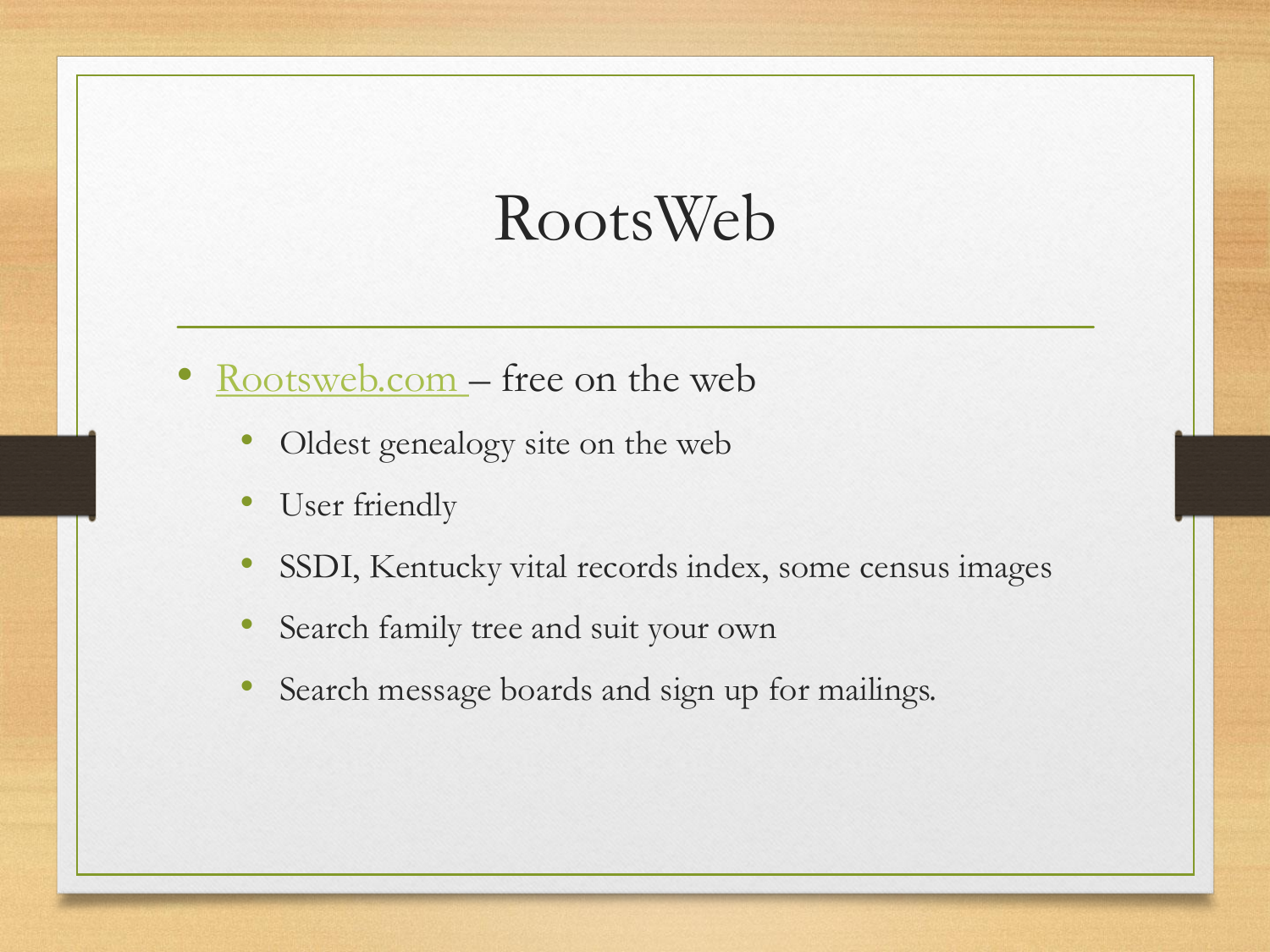# RootsWeb

- Rootsweb.com – free on the web
  - Oldest genealogy site on the web
  - User friendly
  - SSDI, Kentucky vital records index, some census images
  - Search family tree and suit your own
  - Search message boards and sign up for mailings.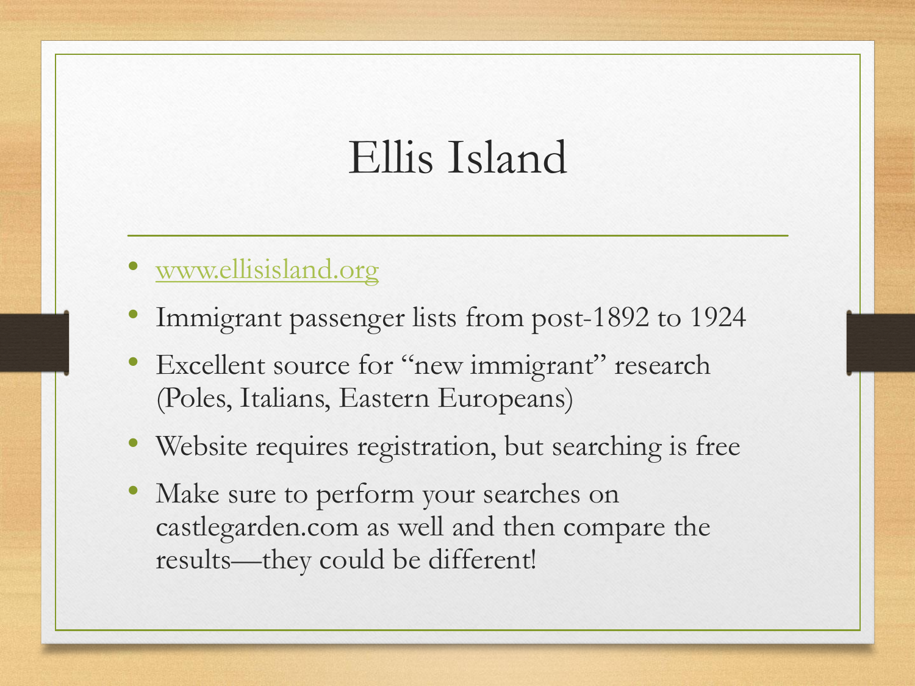# Ellis Island

- www.ellisisland.org
- Immigrant passenger lists from post-1892 to 1924
- Excellent source for "new immigrant" research (Poles, Italians, Eastern Europeans)
- Website requires registration, but searching is free
- Make sure to perform your searches on castlegarden.com as well and then compare the results—they could be different!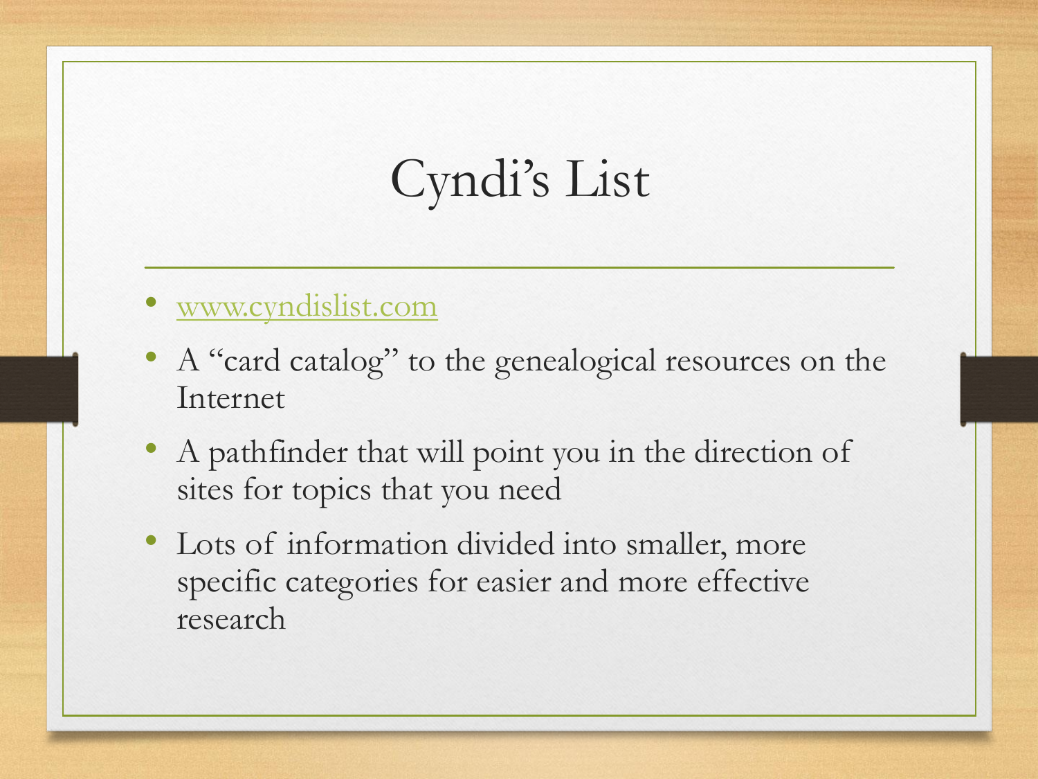# Cyndi's List

- [www.cyndislist.com](http://www.cyndislist.com)
- A "card catalog" to the genealogical resources on the Internet
- A pathfinder that will point you in the direction of sites for topics that you need
- Lots of information divided into smaller, more specific categories for easier and more effective research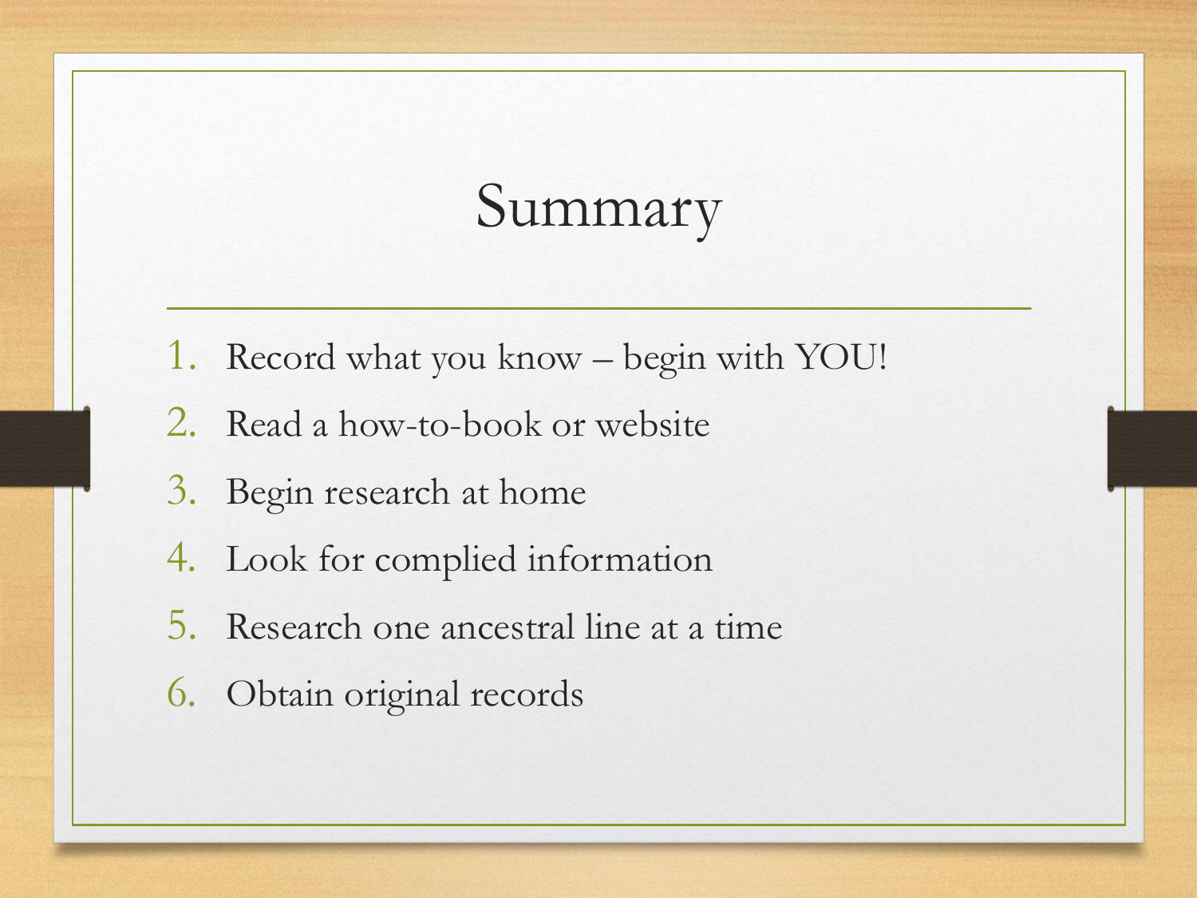# Summary

1. Record what you know – begin with YOU!
2. Read a how-to-book or website
3. Begin research at home
4. Look for complied information
5. Research one ancestral line at a time
6. Obtain original records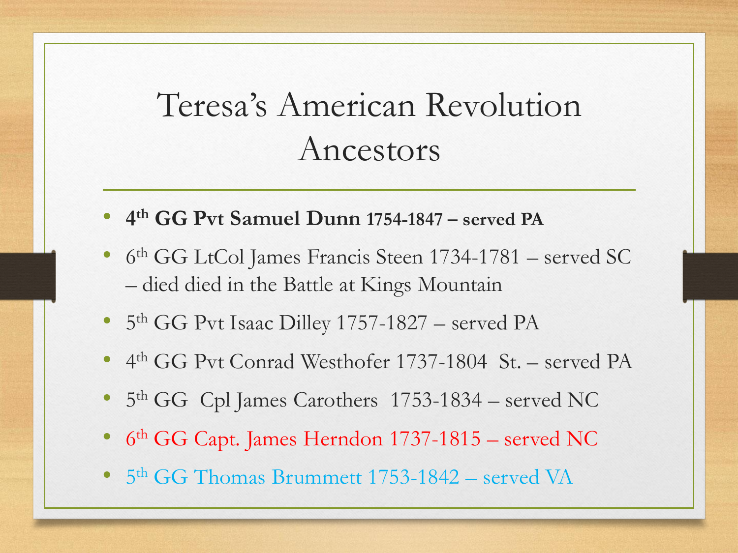# Teresa's American Revolution Ancestors

- **4th GG Pvt Samuel Dunn 1754-1847 – served PA**
- 6th GG LtCol James Francis Steen 1734-1781 – served SC – died died in the Battle at Kings Mountain
- 5th GG Pvt Isaac Dilley 1757-1827 – served PA
- 4th GG Pvt Conrad Westhofer 1737-1804 St. – served PA
- 5th GG Cpl James Carothers 1753-1834 – served NC
- 6th GG Capt. James Herndon 1737-1815 – served NC
- 5th GG Thomas Brummett 1753-1842 – served VA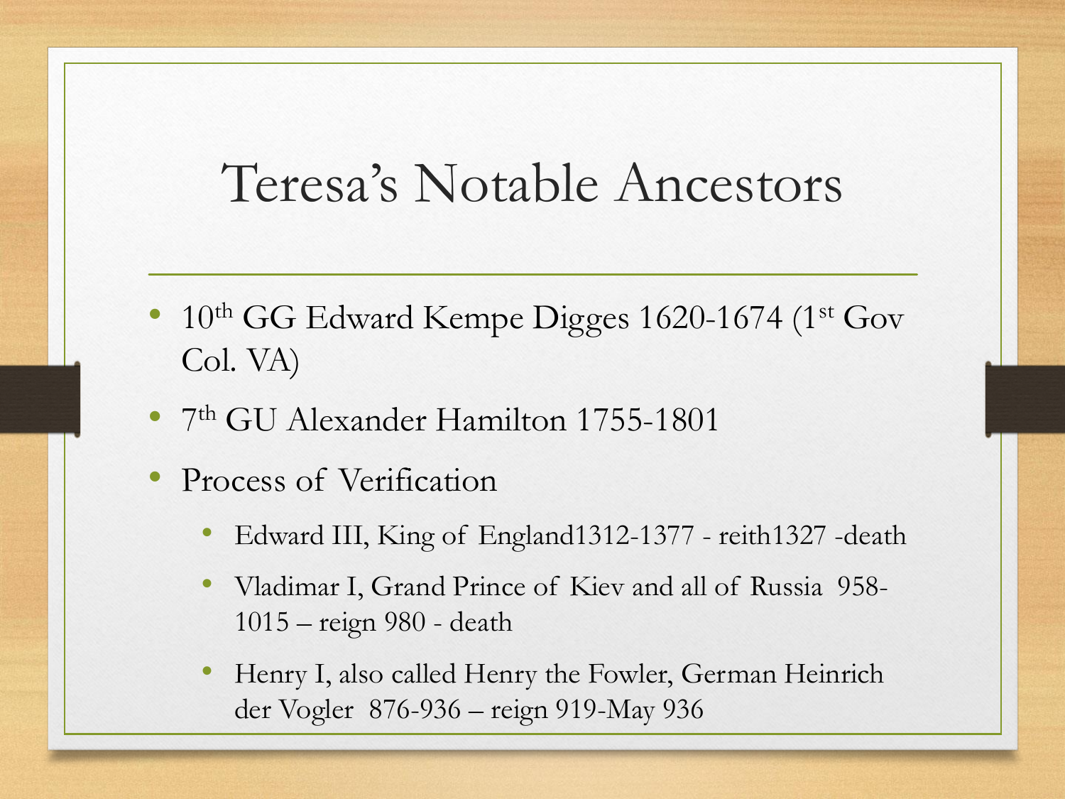# Teresa's Notable Ancestors

- 10th GG Edward Kempe Digges 1620-1674 (1st Gov Col. VA)
- 7th GU Alexander Hamilton 1755-1801
- Process of Verification
  - Edward III, King of England1312-1377 - reith1327 -death
  - Vladimar I, Grand Prince of Kiev and all of Russia 958-1015 – reign 980 - death
  - Henry I, also called Henry the Fowler, German Heinrich der Vogler 876-936 – reign 919-May 936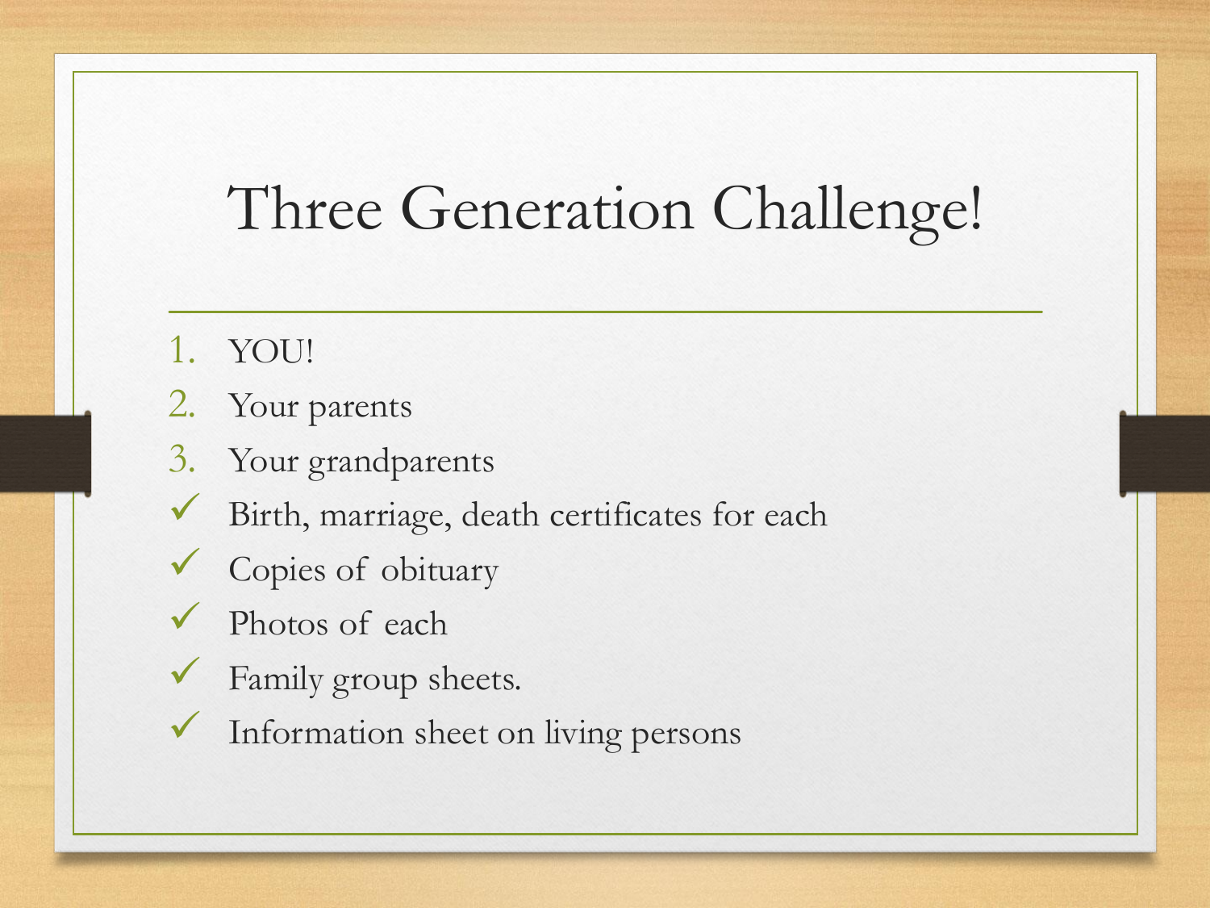# Three Generation Challenge!

1. YOU!
2. Your parents
3. Your grandparents

- ✓ Birth, marriage, death certificates for each
- ✓ Copies of obituary
- ✓ Photos of each
- ✓ Family group sheets.
- ✓ Information sheet on living persons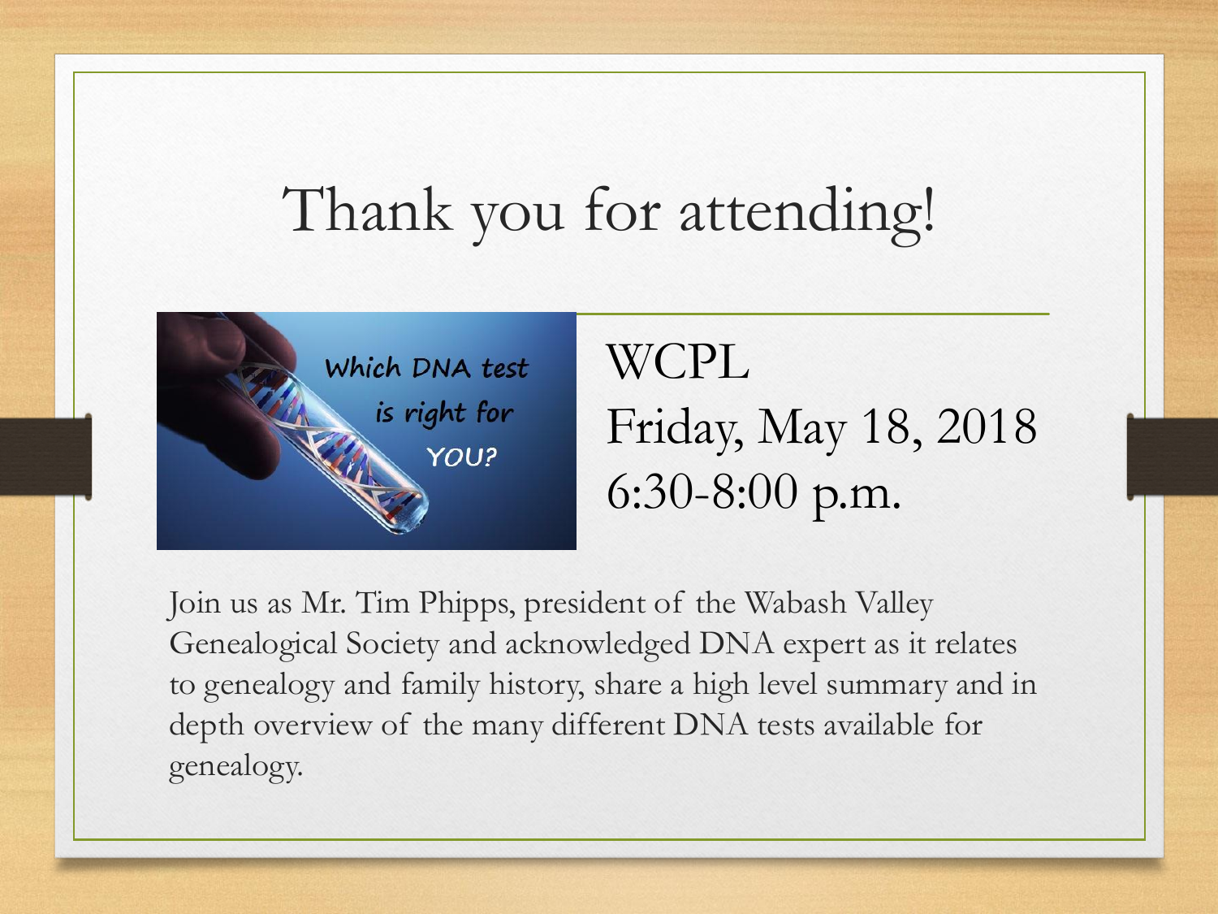# Thank you for attending!

WCPL
Friday, May 18, 2018
6:30-8:00 p.m.

Join us as Mr. Tim Phipps, president of the Wabash Valley Genealogical Society and acknowledged DNA expert as it relates to genealogy and family history, share a high level summary and in depth overview of the many different DNA tests available for genealogy.